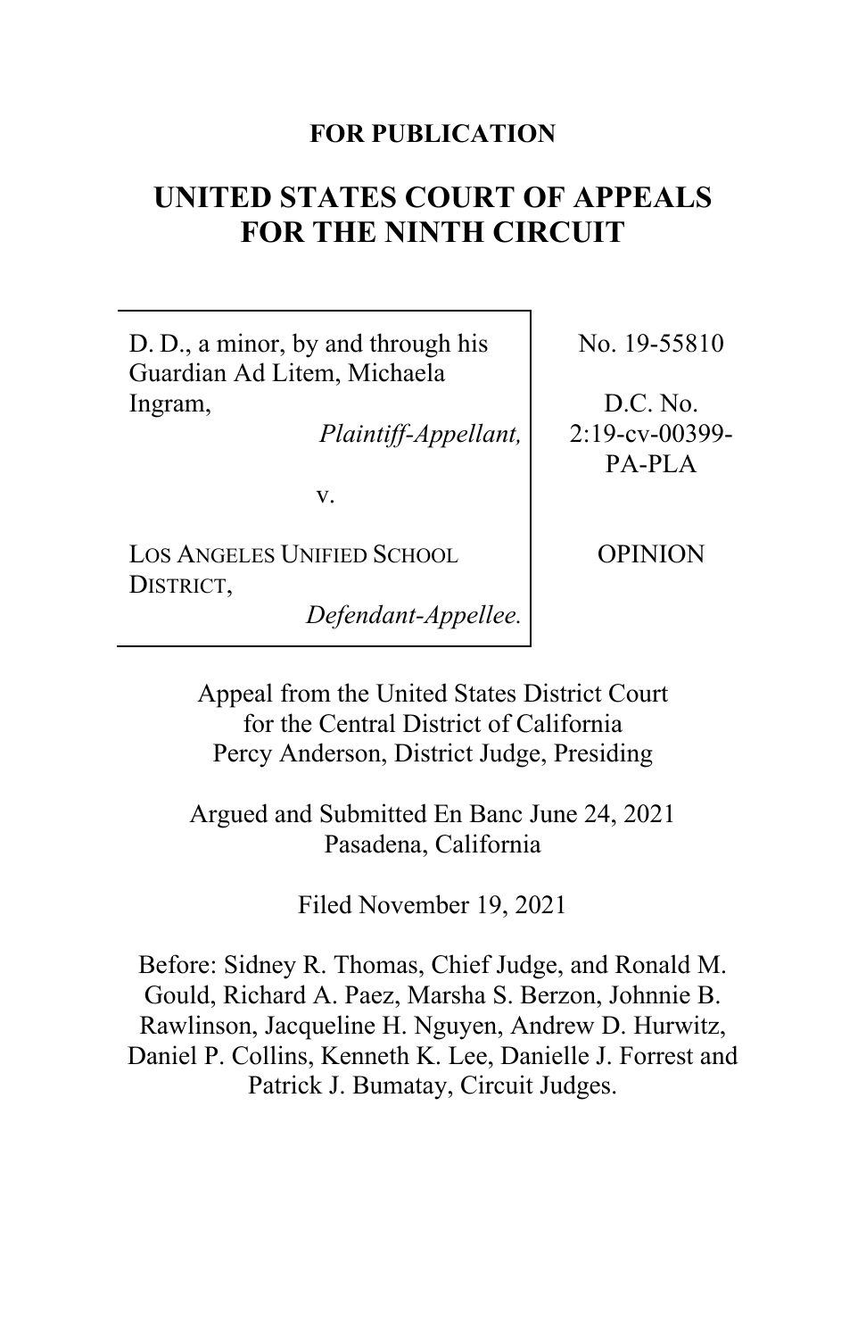**FOR PUBLICATION**

# UNITED STATES COURT OF APPEALS FOR THE NINTH CIRCUIT

| | |
|---|---|
| D. D., a minor, by and through his Guardian Ad Litem, Michaela Ingram, *Plaintiff-Appellant,* | No. 19-55810 |
| v. | D.C. No. 2:19-cv-00399-PA-PLA |
| LOS ANGELES UNIFIED SCHOOL DISTRICT, *Defendant-Appellee.* | OPINION |

Appeal from the United States District Court for the Central District of California
Percy Anderson, District Judge, Presiding

Argued and Submitted En Banc June 24, 2021
Pasadena, California

Filed November 19, 2021

Before: Sidney R. Thomas, Chief Judge, and Ronald M. Gould, Richard A. Paez, Marsha S. Berzon, Johnnie B. Rawlinson, Jacqueline H. Nguyen, Andrew D. Hurwitz, Daniel P. Collins, Kenneth K. Lee, Danielle J. Forrest and Patrick J. Bumatay, Circuit Judges.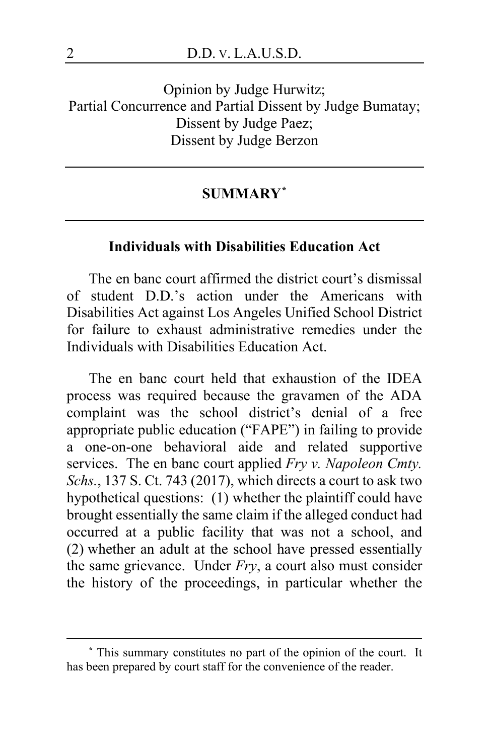Opinion by Judge Hurwitz;
Partial Concurrence and Partial Dissent by Judge Bumatay;
Dissent by Judge Paez;
Dissent by Judge Berzon

## SUMMARY[*]

### Individuals with Disabilities Education Act

The en banc court affirmed the district court's dismissal of student D.D.'s action under the Americans with Disabilities Act against Los Angeles Unified School District for failure to exhaust administrative remedies under the Individuals with Disabilities Education Act.

The en banc court held that exhaustion of the IDEA process was required because the gravamen of the ADA complaint was the school district's denial of a free appropriate public education ("FAPE") in failing to provide a one-on-one behavioral aide and related supportive services. The en banc court applied *Fry v. Napoleon Cmty. Schs.*, 137 S. Ct. 743 (2017), which directs a court to ask two hypothetical questions: (1) whether the plaintiff could have brought essentially the same claim if the alleged conduct had occurred at a public facility that was not a school, and (2) whether an adult at the school have pressed essentially the same grievance. Under *Fry*, a court also must consider the history of the proceedings, in particular whether the

---

[*] This summary constitutes no part of the opinion of the court. It has been prepared by court staff for the convenience of the reader.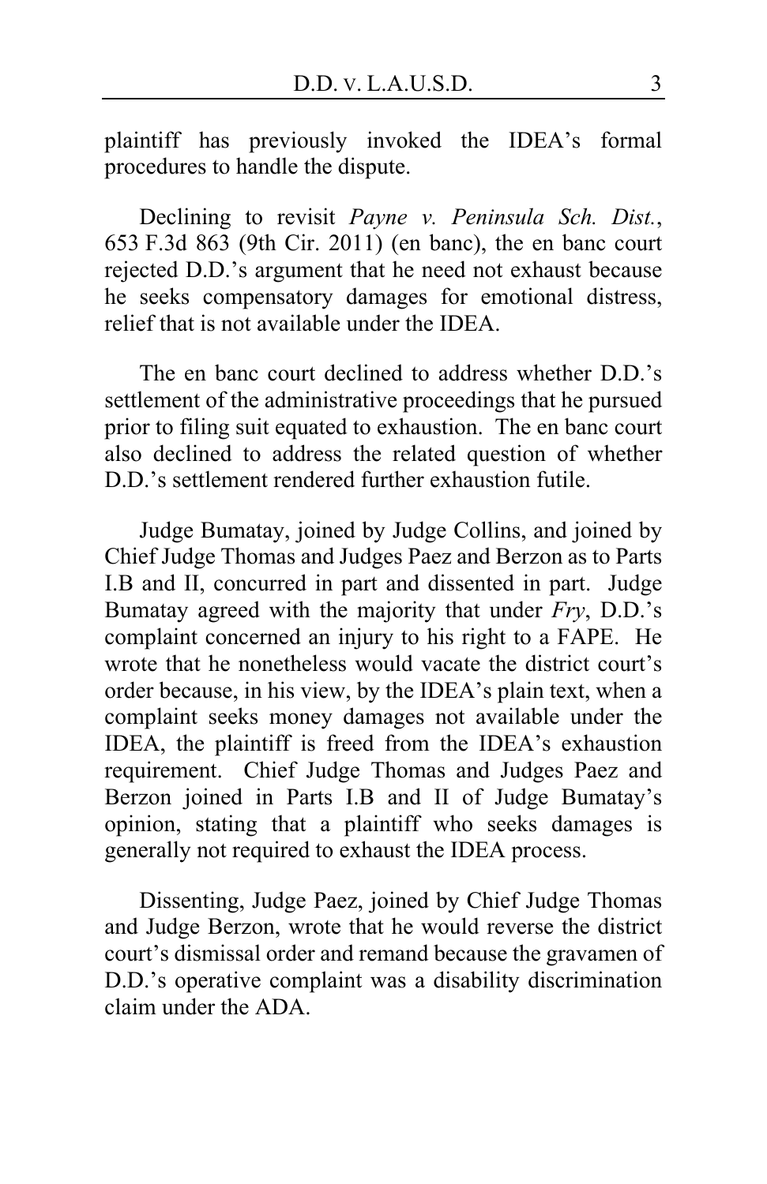plaintiff has previously invoked the IDEA's formal procedures to handle the dispute.

Declining to revisit *Payne v. Peninsula Sch. Dist.*, 653 F.3d 863 (9th Cir. 2011) (en banc), the en banc court rejected D.D.'s argument that he need not exhaust because he seeks compensatory damages for emotional distress, relief that is not available under the IDEA.

The en banc court declined to address whether D.D.'s settlement of the administrative proceedings that he pursued prior to filing suit equated to exhaustion. The en banc court also declined to address the related question of whether D.D.'s settlement rendered further exhaustion futile.

Judge Bumatay, joined by Judge Collins, and joined by Chief Judge Thomas and Judges Paez and Berzon as to Parts I.B and II, concurred in part and dissented in part. Judge Bumatay agreed with the majority that under *Fry*, D.D.'s complaint concerned an injury to his right to a FAPE. He wrote that he nonetheless would vacate the district court's order because, in his view, by the IDEA's plain text, when a complaint seeks money damages not available under the IDEA, the plaintiff is freed from the IDEA's exhaustion requirement. Chief Judge Thomas and Judges Paez and Berzon joined in Parts I.B and II of Judge Bumatay's opinion, stating that a plaintiff who seeks damages is generally not required to exhaust the IDEA process.

Dissenting, Judge Paez, joined by Chief Judge Thomas and Judge Berzon, wrote that he would reverse the district court's dismissal order and remand because the gravamen of D.D.'s operative complaint was a disability discrimination claim under the ADA.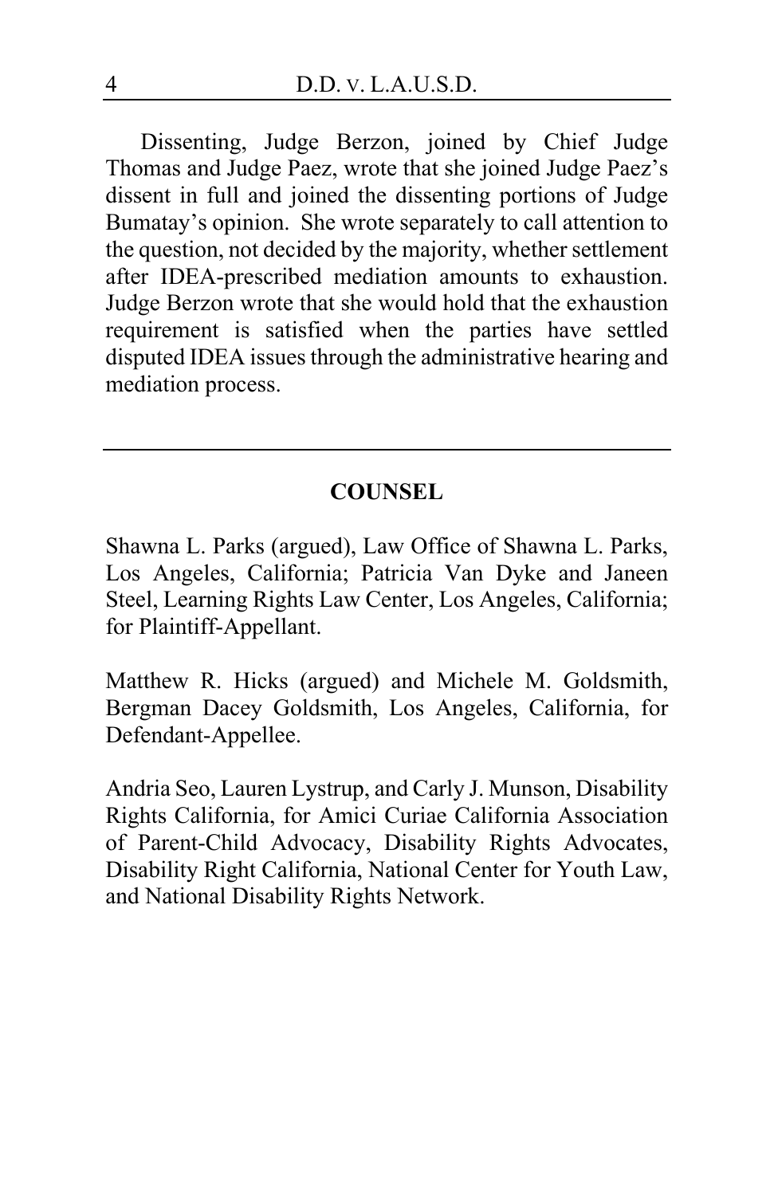Dissenting, Judge Berzon, joined by Chief Judge Thomas and Judge Paez, wrote that she joined Judge Paez's dissent in full and joined the dissenting portions of Judge Bumatay's opinion. She wrote separately to call attention to the question, not decided by the majority, whether settlement after IDEA-prescribed mediation amounts to exhaustion. Judge Berzon wrote that she would hold that the exhaustion requirement is satisfied when the parties have settled disputed IDEA issues through the administrative hearing and mediation process.

---

## COUNSEL

Shawna L. Parks (argued), Law Office of Shawna L. Parks, Los Angeles, California; Patricia Van Dyke and Janeen Steel, Learning Rights Law Center, Los Angeles, California; for Plaintiff-Appellant.

Matthew R. Hicks (argued) and Michele M. Goldsmith, Bergman Dacey Goldsmith, Los Angeles, California, for Defendant-Appellee.

Andria Seo, Lauren Lystrup, and Carly J. Munson, Disability Rights California, for Amici Curiae California Association of Parent-Child Advocacy, Disability Rights Advocates, Disability Right California, National Center for Youth Law, and National Disability Rights Network.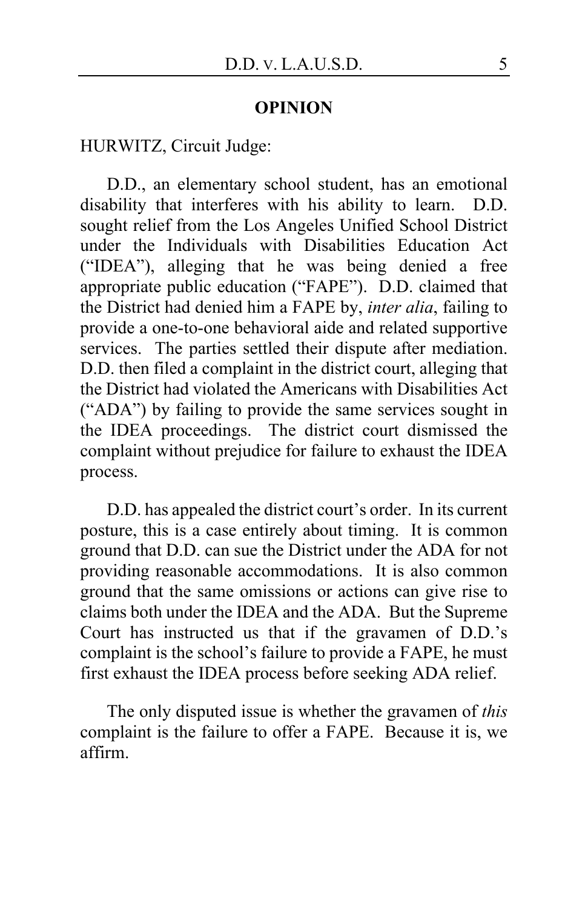## OPINION

HURWITZ, Circuit Judge:

D.D., an elementary school student, has an emotional disability that interferes with his ability to learn. D.D. sought relief from the Los Angeles Unified School District under the Individuals with Disabilities Education Act ("IDEA"), alleging that he was being denied a free appropriate public education ("FAPE"). D.D. claimed that the District had denied him a FAPE by, *inter alia*, failing to provide a one-to-one behavioral aide and related supportive services. The parties settled their dispute after mediation. D.D. then filed a complaint in the district court, alleging that the District had violated the Americans with Disabilities Act ("ADA") by failing to provide the same services sought in the IDEA proceedings. The district court dismissed the complaint without prejudice for failure to exhaust the IDEA process.

D.D. has appealed the district court's order. In its current posture, this is a case entirely about timing. It is common ground that D.D. can sue the District under the ADA for not providing reasonable accommodations. It is also common ground that the same omissions or actions can give rise to claims both under the IDEA and the ADA. But the Supreme Court has instructed us that if the gravamen of D.D.'s complaint is the school's failure to provide a FAPE, he must first exhaust the IDEA process before seeking ADA relief.

The only disputed issue is whether the gravamen of *this* complaint is the failure to offer a FAPE. Because it is, we affirm.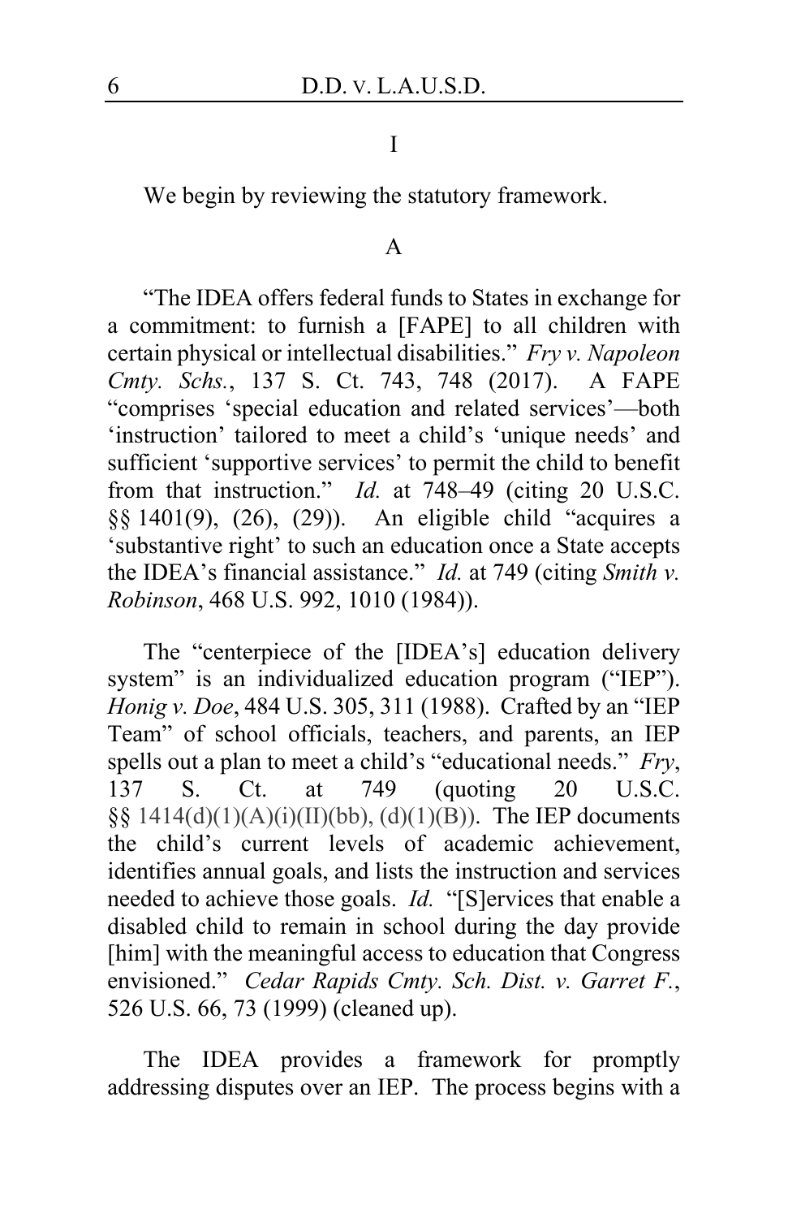# I

We begin by reviewing the statutory framework.

## A

"The IDEA offers federal funds to States in exchange for a commitment: to furnish a [FAPE] to all children with certain physical or intellectual disabilities." *Fry v. Napoleon Cmty. Schs.*, 137 S. Ct. 743, 748 (2017). A FAPE "comprises 'special education and related services'—both 'instruction' tailored to meet a child's 'unique needs' and sufficient 'supportive services' to permit the child to benefit from that instruction." *Id.* at 748–49 (citing 20 U.S.C. §§ 1401(9), (26), (29)). An eligible child "acquires a 'substantive right' to such an education once a State accepts the IDEA's financial assistance." *Id.* at 749 (citing *Smith v. Robinson*, 468 U.S. 992, 1010 (1984)).

The "centerpiece of the [IDEA's] education delivery system" is an individualized education program ("IEP"). *Honig v. Doe*, 484 U.S. 305, 311 (1988). Crafted by an "IEP Team" of school officials, teachers, and parents, an IEP spells out a plan to meet a child's "educational needs." *Fry*, 137 S. Ct. at 749 (quoting 20 U.S.C. §§ 1414(d)(1)(A)(i)(II)(bb), (d)(1)(B)). The IEP documents the child's current levels of academic achievement, identifies annual goals, and lists the instruction and services needed to achieve those goals. *Id.* "[S]ervices that enable a disabled child to remain in school during the day provide [him] with the meaningful access to education that Congress envisioned." *Cedar Rapids Cmty. Sch. Dist. v. Garret F.*, 526 U.S. 66, 73 (1999) (cleaned up).

The IDEA provides a framework for promptly addressing disputes over an IEP. The process begins with a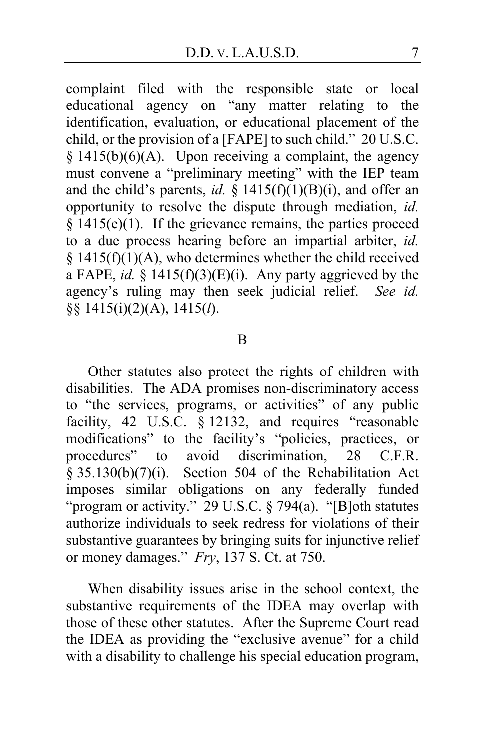complaint filed with the responsible state or local educational agency on "any matter relating to the identification, evaluation, or educational placement of the child, or the provision of a [FAPE] to such child." 20 U.S.C. § 1415(b)(6)(A). Upon receiving a complaint, the agency must convene a "preliminary meeting" with the IEP team and the child's parents, *id.* § 1415(f)(1)(B)(i), and offer an opportunity to resolve the dispute through mediation, *id.* § 1415(e)(1). If the grievance remains, the parties proceed to a due process hearing before an impartial arbiter, *id.* § 1415(f)(1)(A), who determines whether the child received a FAPE, *id.* § 1415(f)(3)(E)(i). Any party aggrieved by the agency's ruling may then seek judicial relief. *See id.* §§ 1415(i)(2)(A), 1415(*l*).

## B

Other statutes also protect the rights of children with disabilities. The ADA promises non-discriminatory access to "the services, programs, or activities" of any public facility, 42 U.S.C. § 12132, and requires "reasonable modifications" to the facility's "policies, practices, or procedures" to avoid discrimination, 28 C.F.R. § 35.130(b)(7)(i). Section 504 of the Rehabilitation Act imposes similar obligations on any federally funded "program or activity." 29 U.S.C. § 794(a). "[B]oth statutes authorize individuals to seek redress for violations of their substantive guarantees by bringing suits for injunctive relief or money damages." *Fry*, 137 S. Ct. at 750.

When disability issues arise in the school context, the substantive requirements of the IDEA may overlap with those of these other statutes. After the Supreme Court read the IDEA as providing the "exclusive avenue" for a child with a disability to challenge his special education program,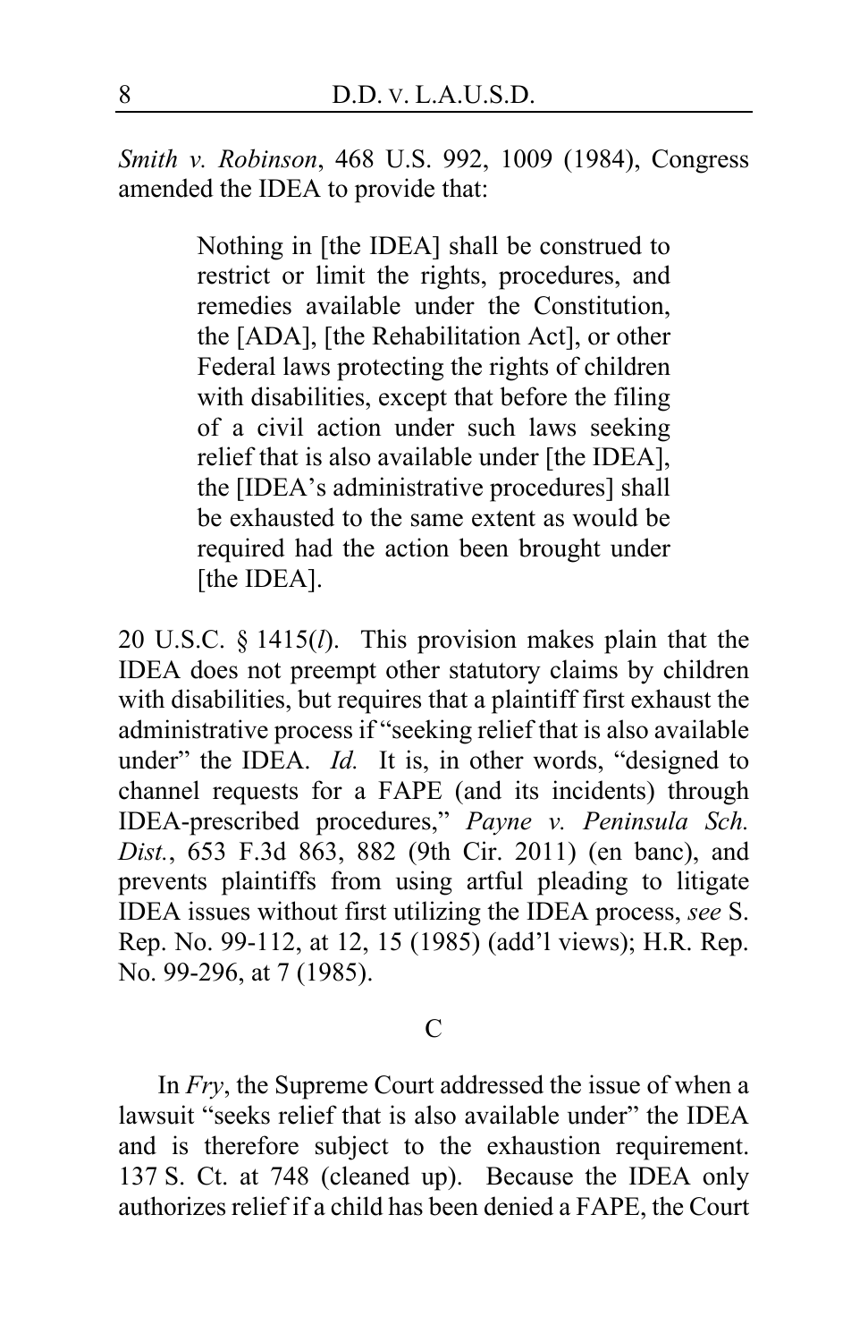*Smith v. Robinson*, 468 U.S. 992, 1009 (1984), Congress amended the IDEA to provide that:

> Nothing in [the IDEA] shall be construed to restrict or limit the rights, procedures, and remedies available under the Constitution, the [ADA], [the Rehabilitation Act], or other Federal laws protecting the rights of children with disabilities, except that before the filing of a civil action under such laws seeking relief that is also available under [the IDEA], the [IDEA's administrative procedures] shall be exhausted to the same extent as would be required had the action been brought under [the IDEA].

20 U.S.C. § 1415(*l*). This provision makes plain that the IDEA does not preempt other statutory claims by children with disabilities, but requires that a plaintiff first exhaust the administrative process if "seeking relief that is also available under" the IDEA. *Id.* It is, in other words, "designed to channel requests for a FAPE (and its incidents) through IDEA-prescribed procedures," *Payne v. Peninsula Sch. Dist.*, 653 F.3d 863, 882 (9th Cir. 2011) (en banc), and prevents plaintiffs from using artful pleading to litigate IDEA issues without first utilizing the IDEA process, *see* S. Rep. No. 99-112, at 12, 15 (1985) (add'l views); H.R. Rep. No. 99-296, at 7 (1985).

### C

In *Fry*, the Supreme Court addressed the issue of when a lawsuit "seeks relief that is also available under" the IDEA and is therefore subject to the exhaustion requirement. 137 S. Ct. at 748 (cleaned up). Because the IDEA only authorizes relief if a child has been denied a FAPE, the Court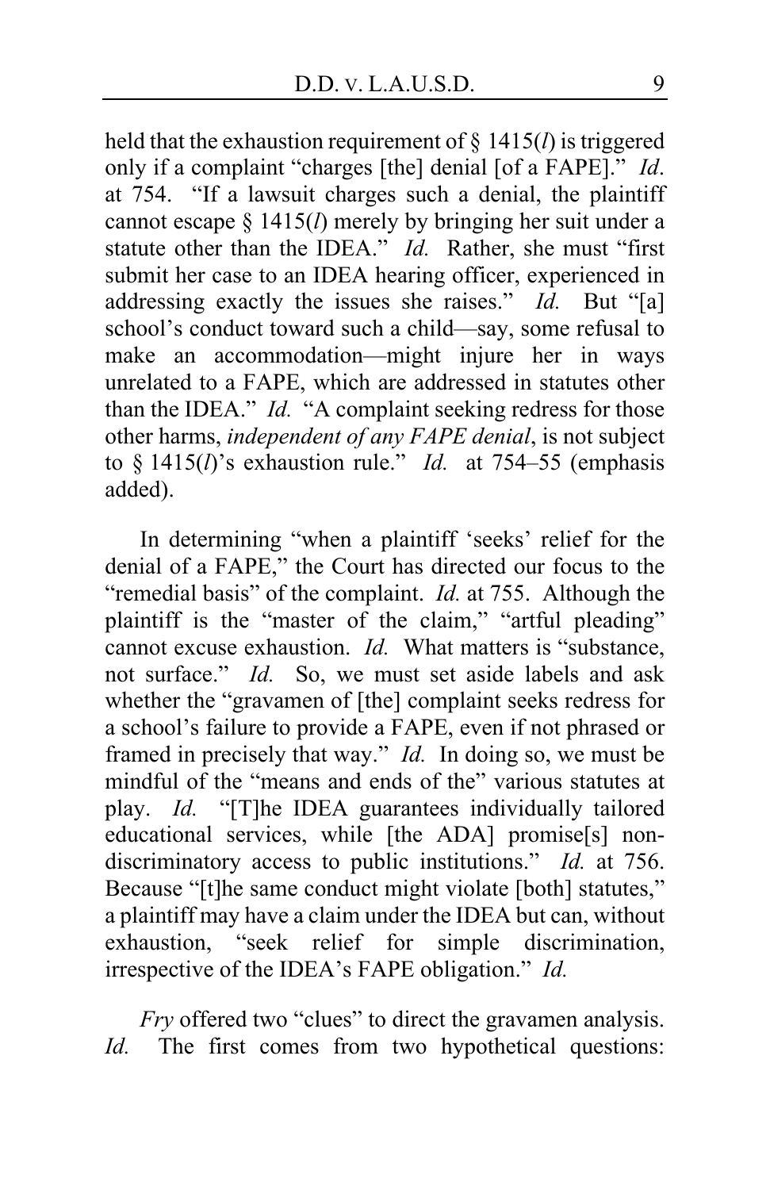held that the exhaustion requirement of § 1415(*l*) is triggered only if a complaint "charges [the] denial [of a FAPE]." *Id*. at 754. "If a lawsuit charges such a denial, the plaintiff cannot escape § 1415(*l*) merely by bringing her suit under a statute other than the IDEA." *Id.* Rather, she must "first submit her case to an IDEA hearing officer, experienced in addressing exactly the issues she raises." *Id.* But "[a] school's conduct toward such a child—say, some refusal to make an accommodation—might injure her in ways unrelated to a FAPE, which are addressed in statutes other than the IDEA." *Id.* "A complaint seeking redress for those other harms, *independent of any FAPE denial*, is not subject to § 1415(*l*)'s exhaustion rule." *Id.* at 754–55 (emphasis added).

In determining "when a plaintiff 'seeks' relief for the denial of a FAPE," the Court has directed our focus to the "remedial basis" of the complaint. *Id.* at 755. Although the plaintiff is the "master of the claim," "artful pleading" cannot excuse exhaustion. *Id.* What matters is "substance, not surface." *Id.* So, we must set aside labels and ask whether the "gravamen of [the] complaint seeks redress for a school's failure to provide a FAPE, even if not phrased or framed in precisely that way." *Id.* In doing so, we must be mindful of the "means and ends of the" various statutes at play. *Id.* "[T]he IDEA guarantees individually tailored educational services, while [the ADA] promise[s] non-discriminatory access to public institutions." *Id.* at 756. Because "[t]he same conduct might violate [both] statutes," a plaintiff may have a claim under the IDEA but can, without exhaustion, "seek relief for simple discrimination, irrespective of the IDEA's FAPE obligation." *Id.*

*Fry* offered two "clues" to direct the gravamen analysis. *Id.* The first comes from two hypothetical questions: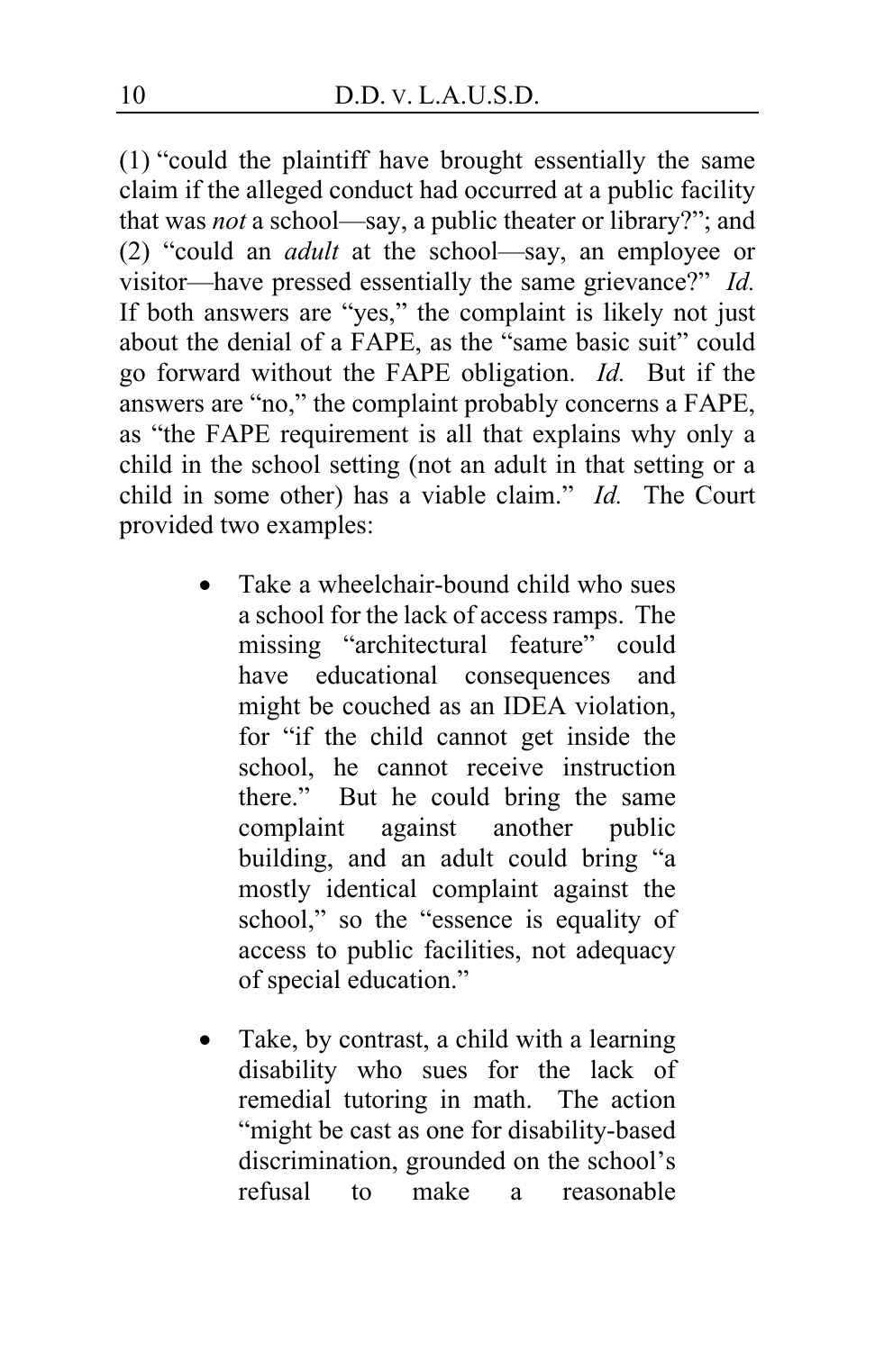(1) "could the plaintiff have brought essentially the same claim if the alleged conduct had occurred at a public facility that was *not* a school—say, a public theater or library?"; and (2) "could an *adult* at the school—say, an employee or visitor—have pressed essentially the same grievance?" *Id.* If both answers are "yes," the complaint is likely not just about the denial of a FAPE, as the "same basic suit" could go forward without the FAPE obligation. *Id.* But if the answers are "no," the complaint probably concerns a FAPE, as "the FAPE requirement is all that explains why only a child in the school setting (not an adult in that setting or a child in some other) has a viable claim." *Id.* The Court provided two examples:

- Take a wheelchair-bound child who sues a school for the lack of access ramps. The missing "architectural feature" could have educational consequences and might be couched as an IDEA violation, for "if the child cannot get inside the school, he cannot receive instruction there." But he could bring the same complaint against another public building, and an adult could bring "a mostly identical complaint against the school," so the "essence is equality of access to public facilities, not adequacy of special education."

- Take, by contrast, a child with a learning disability who sues for the lack of remedial tutoring in math. The action "might be cast as one for disability-based discrimination, grounded on the school's refusal to make a reasonable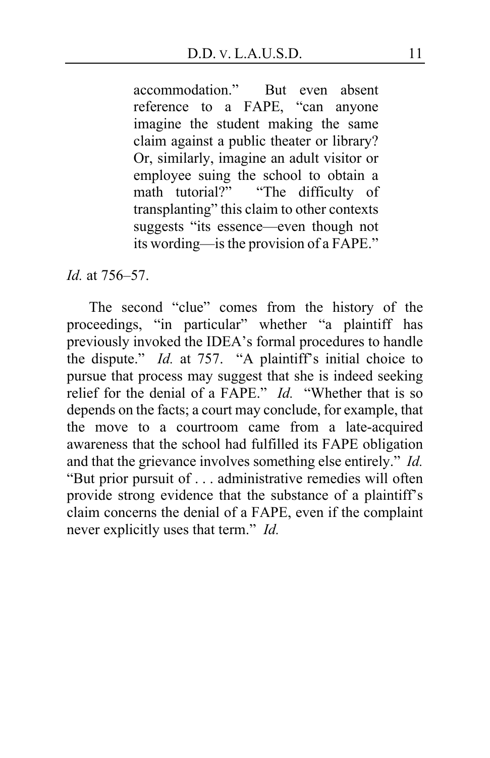> accommodation." But even absent reference to a FAPE, "can anyone imagine the student making the same claim against a public theater or library? Or, similarly, imagine an adult visitor or employee suing the school to obtain a math tutorial?" "The difficulty of transplanting" this claim to other contexts suggests "its essence—even though not its wording—is the provision of a FAPE."

*Id.* at 756–57.

The second "clue" comes from the history of the proceedings, "in particular" whether "a plaintiff has previously invoked the IDEA's formal procedures to handle the dispute." *Id.* at 757. "A plaintiff's initial choice to pursue that process may suggest that she is indeed seeking relief for the denial of a FAPE." *Id.* "Whether that is so depends on the facts; a court may conclude, for example, that the move to a courtroom came from a late-acquired awareness that the school had fulfilled its FAPE obligation and that the grievance involves something else entirely." *Id.* "But prior pursuit of . . . administrative remedies will often provide strong evidence that the substance of a plaintiff's claim concerns the denial of a FAPE, even if the complaint never explicitly uses that term." *Id.*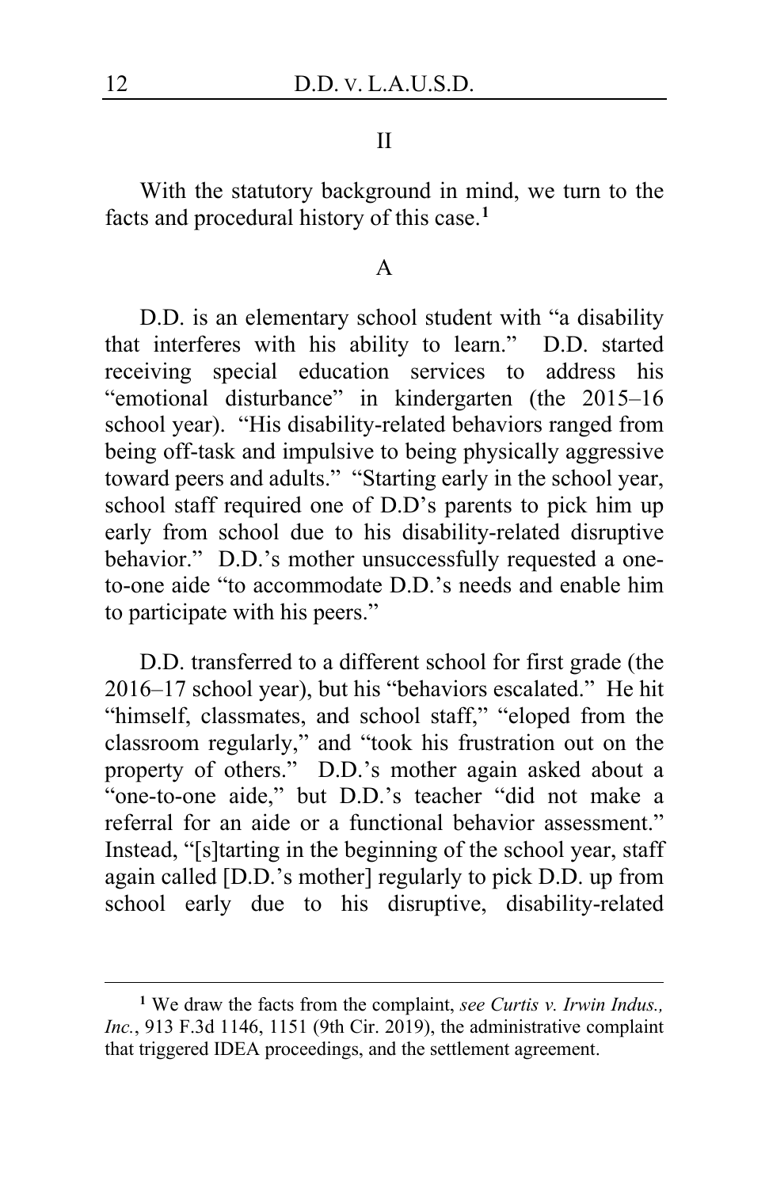## II

With the statutory background in mind, we turn to the facts and procedural history of this case.[1]

### A

D.D. is an elementary school student with "a disability that interferes with his ability to learn." D.D. started receiving special education services to address his "emotional disturbance" in kindergarten (the 2015–16 school year). "His disability-related behaviors ranged from being off-task and impulsive to being physically aggressive toward peers and adults." "Starting early in the school year, school staff required one of D.D's parents to pick him up early from school due to his disability-related disruptive behavior." D.D.'s mother unsuccessfully requested a one-to-one aide "to accommodate D.D.'s needs and enable him to participate with his peers."

D.D. transferred to a different school for first grade (the 2016–17 school year), but his "behaviors escalated." He hit "himself, classmates, and school staff," "eloped from the classroom regularly," and "took his frustration out on the property of others." D.D.'s mother again asked about a "one-to-one aide," but D.D.'s teacher "did not make a referral for an aide or a functional behavior assessment." Instead, "[s]tarting in the beginning of the school year, staff again called [D.D.'s mother] regularly to pick D.D. up from school early due to his disruptive, disability-related

---

[1] We draw the facts from the complaint, *see Curtis v. Irwin Indus., Inc.*, 913 F.3d 1146, 1151 (9th Cir. 2019), the administrative complaint that triggered IDEA proceedings, and the settlement agreement.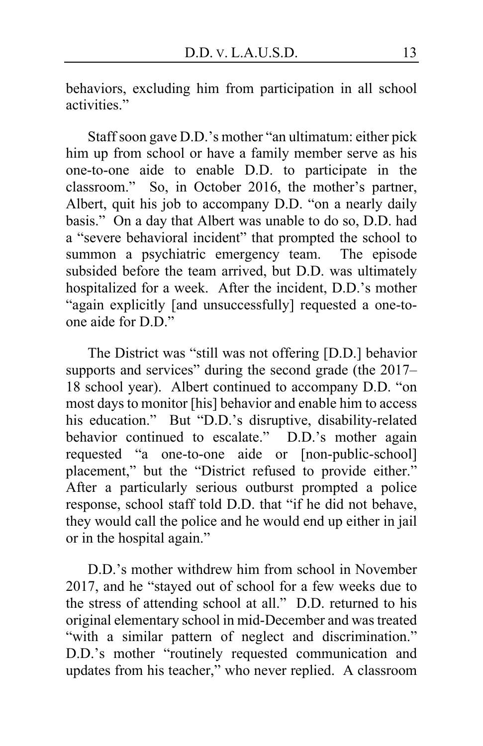behaviors, excluding him from participation in all school activities."

Staff soon gave D.D.'s mother "an ultimatum: either pick him up from school or have a family member serve as his one-to-one aide to enable D.D. to participate in the classroom." So, in October 2016, the mother's partner, Albert, quit his job to accompany D.D. "on a nearly daily basis." On a day that Albert was unable to do so, D.D. had a "severe behavioral incident" that prompted the school to summon a psychiatric emergency team. The episode subsided before the team arrived, but D.D. was ultimately hospitalized for a week. After the incident, D.D.'s mother "again explicitly [and unsuccessfully] requested a one-to-one aide for D.D."

The District was "still was not offering [D.D.] behavior supports and services" during the second grade (the 2017–18 school year). Albert continued to accompany D.D. "on most days to monitor [his] behavior and enable him to access his education." But "D.D.'s disruptive, disability-related behavior continued to escalate." D.D.'s mother again requested "a one-to-one aide or [non-public-school] placement," but the "District refused to provide either." After a particularly serious outburst prompted a police response, school staff told D.D. that "if he did not behave, they would call the police and he would end up either in jail or in the hospital again."

D.D.'s mother withdrew him from school in November 2017, and he "stayed out of school for a few weeks due to the stress of attending school at all." D.D. returned to his original elementary school in mid-December and was treated "with a similar pattern of neglect and discrimination." D.D.'s mother "routinely requested communication and updates from his teacher," who never replied. A classroom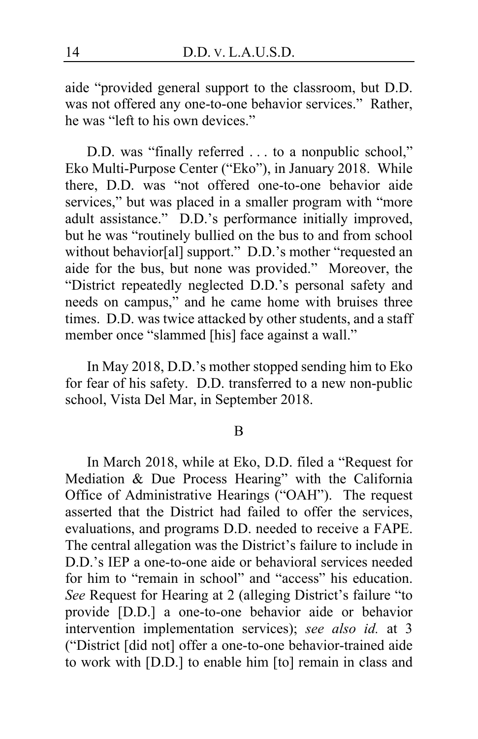aide "provided general support to the classroom, but D.D. was not offered any one-to-one behavior services." Rather, he was "left to his own devices."

D.D. was "finally referred . . . to a nonpublic school," Eko Multi-Purpose Center ("Eko"), in January 2018. While there, D.D. was "not offered one-to-one behavior aide services," but was placed in a smaller program with "more adult assistance." D.D.'s performance initially improved, but he was "routinely bullied on the bus to and from school without behavior[al] support." D.D.'s mother "requested an aide for the bus, but none was provided." Moreover, the "District repeatedly neglected D.D.'s personal safety and needs on campus," and he came home with bruises three times. D.D. was twice attacked by other students, and a staff member once "slammed [his] face against a wall."

In May 2018, D.D.'s mother stopped sending him to Eko for fear of his safety. D.D. transferred to a new non-public school, Vista Del Mar, in September 2018.

B

In March 2018, while at Eko, D.D. filed a "Request for Mediation & Due Process Hearing" with the California Office of Administrative Hearings ("OAH"). The request asserted that the District had failed to offer the services, evaluations, and programs D.D. needed to receive a FAPE. The central allegation was the District's failure to include in D.D.'s IEP a one-to-one aide or behavioral services needed for him to "remain in school" and "access" his education. *See* Request for Hearing at 2 (alleging District's failure "to provide [D.D.] a one-to-one behavior aide or behavior intervention implementation services); *see also id.* at 3 ("District [did not] offer a one-to-one behavior-trained aide to work with [D.D.] to enable him [to] remain in class and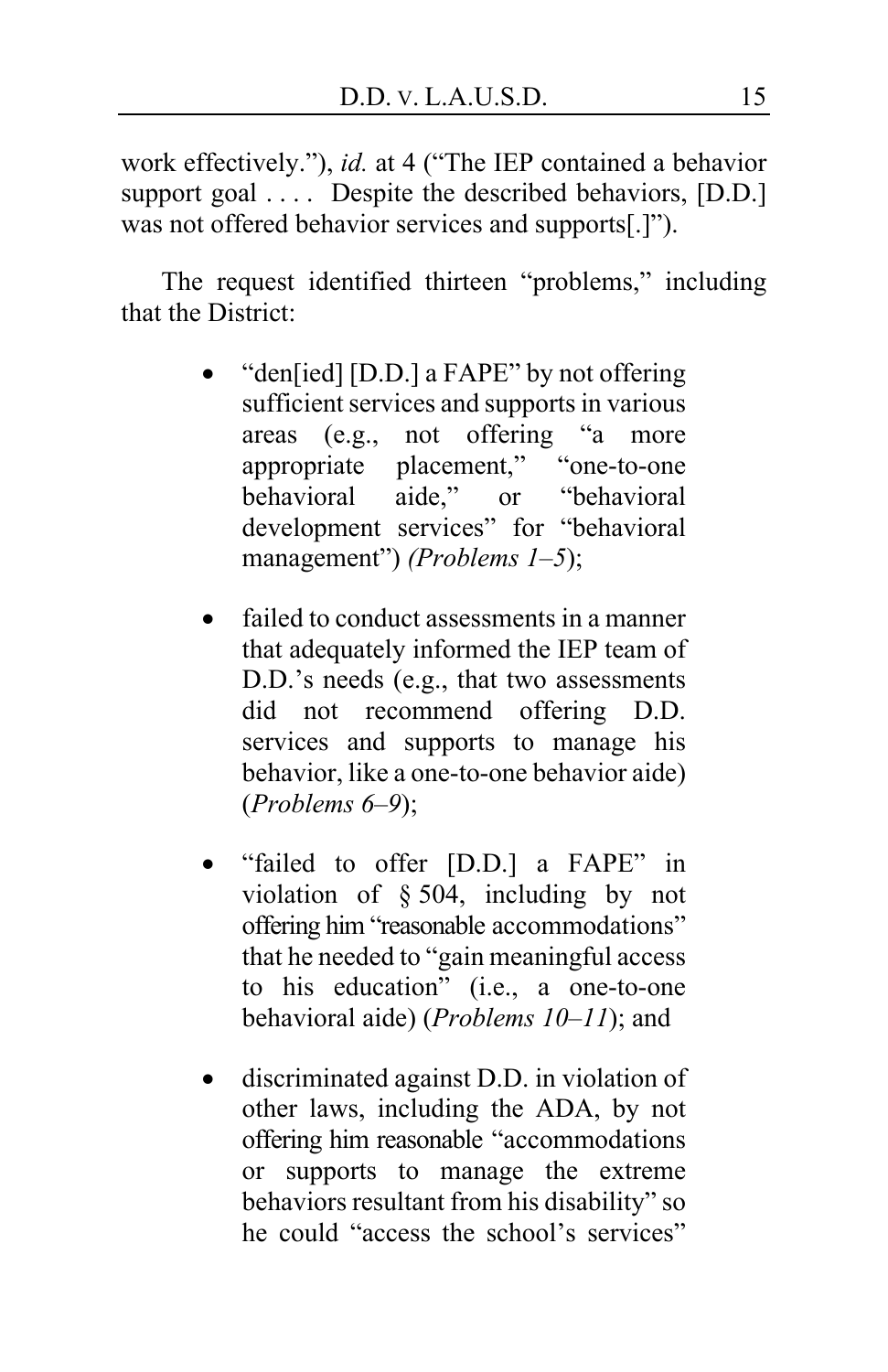work effectively."), *id.* at 4 ("The IEP contained a behavior support goal . . . . Despite the described behaviors, [D.D.] was not offered behavior services and supports[.]").

The request identified thirteen "problems," including that the District:

- "den[ied] [D.D.] a FAPE" by not offering sufficient services and supports in various areas (e.g., not offering "a more appropriate placement," "one-to-one behavioral aide," or "behavioral development services" for "behavioral management") *(Problems 1–5)*;

- failed to conduct assessments in a manner that adequately informed the IEP team of D.D.'s needs (e.g., that two assessments did not recommend offering D.D. services and supports to manage his behavior, like a one-to-one behavior aide) (*Problems 6–9*);

- "failed to offer [D.D.] a FAPE" in violation of § 504, including by not offering him "reasonable accommodations" that he needed to "gain meaningful access to his education" (i.e., a one-to-one behavioral aide) (*Problems 10–11*); and

- discriminated against D.D. in violation of other laws, including the ADA, by not offering him reasonable "accommodations or supports to manage the extreme behaviors resultant from his disability" so he could "access the school's services"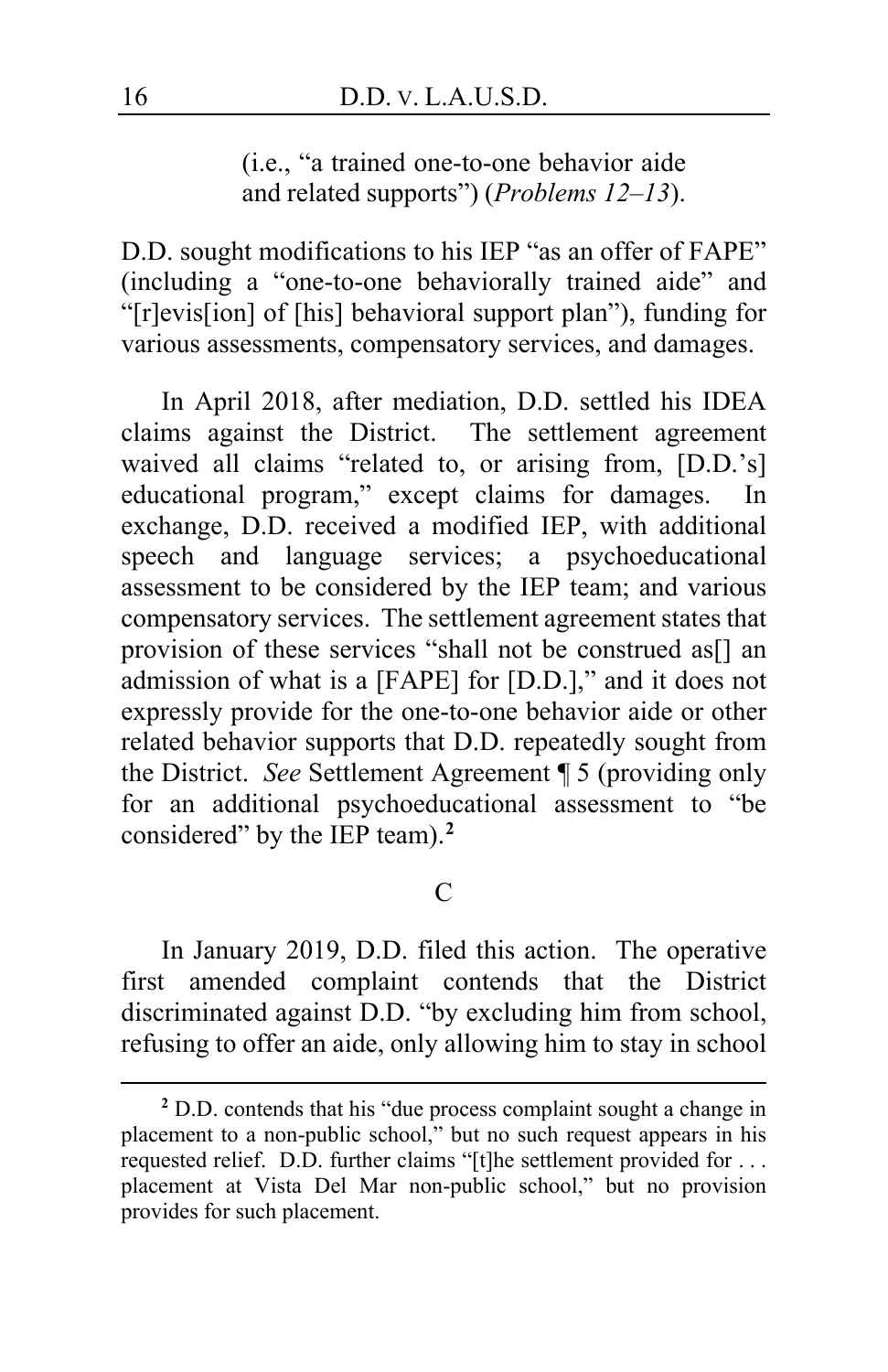(i.e., "a trained one-to-one behavior aide and related supports") (*Problems 12–13*).

D.D. sought modifications to his IEP "as an offer of FAPE" (including a "one-to-one behaviorally trained aide" and "[r]evis[ion] of [his] behavioral support plan"), funding for various assessments, compensatory services, and damages.

In April 2018, after mediation, D.D. settled his IDEA claims against the District. The settlement agreement waived all claims "related to, or arising from, [D.D.'s] educational program," except claims for damages. In exchange, D.D. received a modified IEP, with additional speech and language services; a psychoeducational assessment to be considered by the IEP team; and various compensatory services. The settlement agreement states that provision of these services "shall not be construed as[] an admission of what is a [FAPE] for [D.D.]," and it does not expressly provide for the one-to-one behavior aide or other related behavior supports that D.D. repeatedly sought from the District. *See* Settlement Agreement ¶ 5 (providing only for an additional psychoeducational assessment to "be considered" by the IEP team).[2]

C

In January 2019, D.D. filed this action. The operative first amended complaint contends that the District discriminated against D.D. "by excluding him from school, refusing to offer an aide, only allowing him to stay in school

[2] D.D. contends that his "due process complaint sought a change in placement to a non-public school," but no such request appears in his requested relief. D.D. further claims "[t]he settlement provided for . . . placement at Vista Del Mar non-public school," but no provision provides for such placement.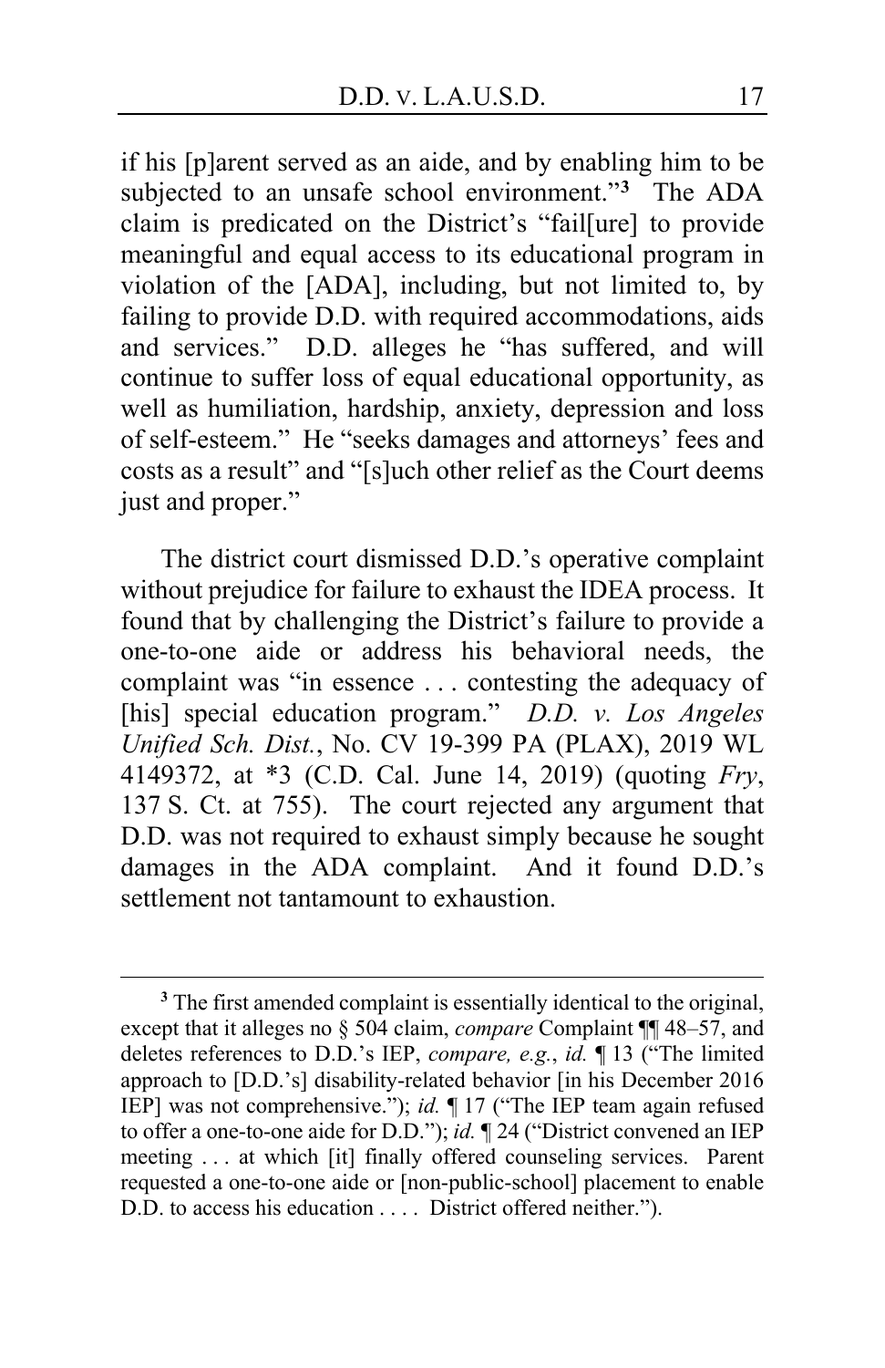if his [p]arent served as an aide, and by enabling him to be subjected to an unsafe school environment."[3] The ADA claim is predicated on the District's "fail[ure] to provide meaningful and equal access to its educational program in violation of the [ADA], including, but not limited to, by failing to provide D.D. with required accommodations, aids and services." D.D. alleges he "has suffered, and will continue to suffer loss of equal educational opportunity, as well as humiliation, hardship, anxiety, depression and loss of self-esteem." He "seeks damages and attorneys' fees and costs as a result" and "[s]uch other relief as the Court deems just and proper."

The district court dismissed D.D.'s operative complaint without prejudice for failure to exhaust the IDEA process. It found that by challenging the District's failure to provide a one-to-one aide or address his behavioral needs, the complaint was "in essence . . . contesting the adequacy of [his] special education program." *D.D. v. Los Angeles Unified Sch. Dist.*, No. CV 19-399 PA (PLAX), 2019 WL 4149372, at *3 (C.D. Cal. June 14, 2019) (quoting *Fry*, 137 S. Ct. at 755). The court rejected any argument that D.D. was not required to exhaust simply because he sought damages in the ADA complaint. And it found D.D.'s settlement not tantamount to exhaustion.

---

[3] The first amended complaint is essentially identical to the original, except that it alleges no § 504 claim, *compare* Complaint ¶¶ 48–57, and deletes references to D.D.'s IEP, *compare, e.g.*, *id.* ¶ 13 ("The limited approach to [D.D.'s] disability-related behavior [in his December 2016 IEP] was not comprehensive."); *id.* ¶ 17 ("The IEP team again refused to offer a one-to-one aide for D.D."); *id.* ¶ 24 ("District convened an IEP meeting . . . at which [it] finally offered counseling services. Parent requested a one-to-one aide or [non-public-school] placement to enable D.D. to access his education . . . . District offered neither.").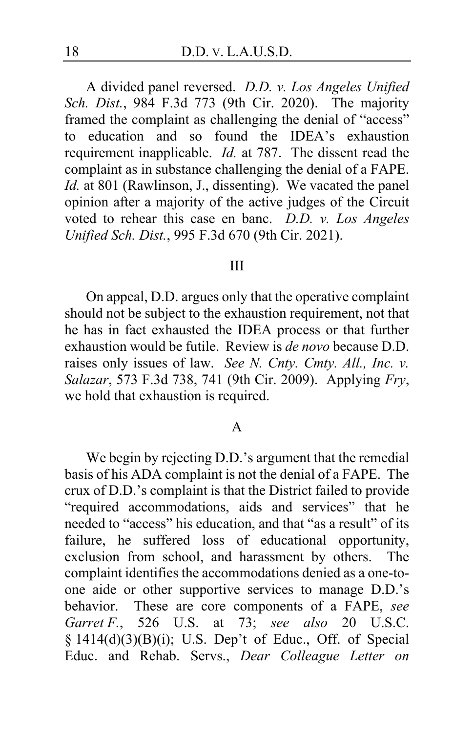A divided panel reversed. *D.D. v. Los Angeles Unified Sch. Dist.*, 984 F.3d 773 (9th Cir. 2020). The majority framed the complaint as challenging the denial of "access" to education and so found the IDEA's exhaustion requirement inapplicable. *Id.* at 787. The dissent read the complaint as in substance challenging the denial of a FAPE. *Id.* at 801 (Rawlinson, J., dissenting). We vacated the panel opinion after a majority of the active judges of the Circuit voted to rehear this case en banc. *D.D. v. Los Angeles Unified Sch. Dist.*, 995 F.3d 670 (9th Cir. 2021).

## III

On appeal, D.D. argues only that the operative complaint should not be subject to the exhaustion requirement, not that he has in fact exhausted the IDEA process or that further exhaustion would be futile. Review is *de novo* because D.D. raises only issues of law. *See N. Cnty. Cmty. All., Inc. v. Salazar*, 573 F.3d 738, 741 (9th Cir. 2009). Applying *Fry*, we hold that exhaustion is required.

### A

We begin by rejecting D.D.'s argument that the remedial basis of his ADA complaint is not the denial of a FAPE. The crux of D.D.'s complaint is that the District failed to provide "required accommodations, aids and services" that he needed to "access" his education, and that "as a result" of its failure, he suffered loss of educational opportunity, exclusion from school, and harassment by others. The complaint identifies the accommodations denied as a one-to-one aide or other supportive services to manage D.D.'s behavior. These are core components of a FAPE, *see Garret F.*, 526 U.S. at 73; *see also* 20 U.S.C. § 1414(d)(3)(B)(i); U.S. Dep't of Educ., Off. of Special Educ. and Rehab. Servs., *Dear Colleague Letter on*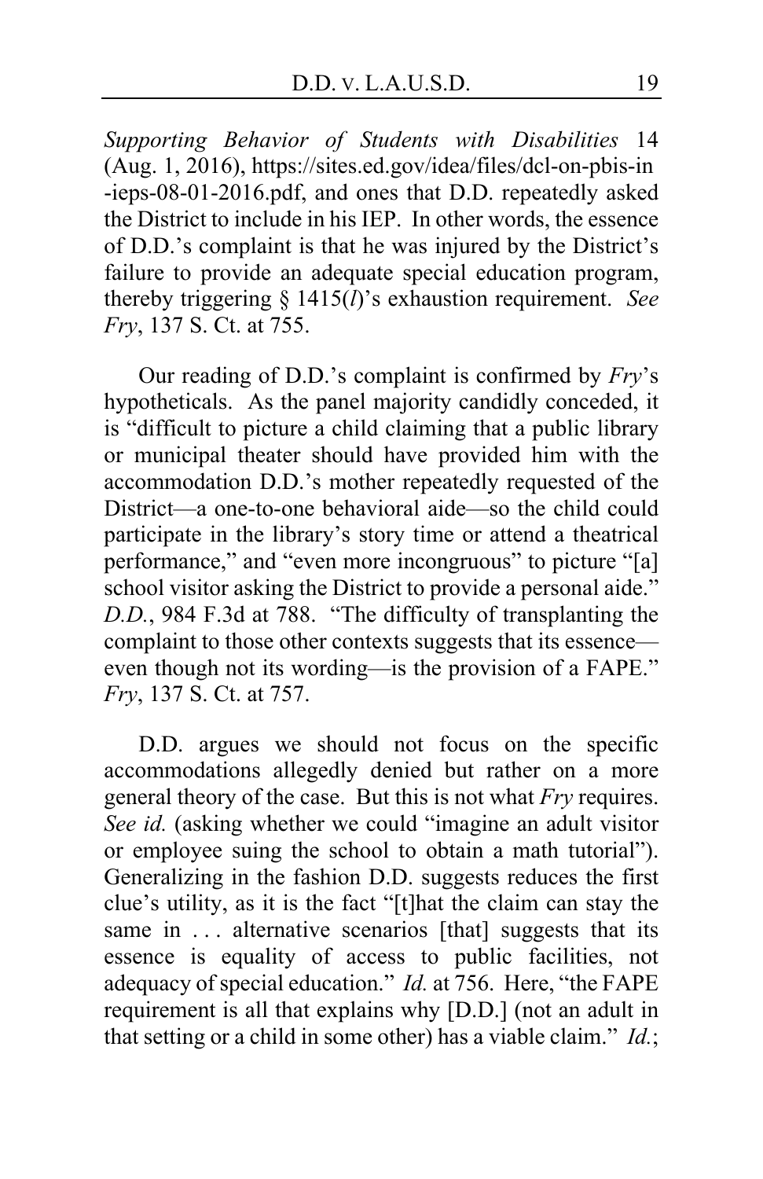*Supporting Behavior of Students with Disabilities* 14 (Aug. 1, 2016), https://sites.ed.gov/idea/files/dcl-on-pbis-in-ieps-08-01-2016.pdf, and ones that D.D. repeatedly asked the District to include in his IEP. In other words, the essence of D.D.'s complaint is that he was injured by the District's failure to provide an adequate special education program, thereby triggering § 1415(*l*)'s exhaustion requirement. *See Fry*, 137 S. Ct. at 755.

Our reading of D.D.'s complaint is confirmed by *Fry*'s hypotheticals. As the panel majority candidly conceded, it is "difficult to picture a child claiming that a public library or municipal theater should have provided him with the accommodation D.D.'s mother repeatedly requested of the District—a one-to-one behavioral aide—so the child could participate in the library's story time or attend a theatrical performance," and "even more incongruous" to picture "[a] school visitor asking the District to provide a personal aide." *D.D.*, 984 F.3d at 788. "The difficulty of transplanting the complaint to those other contexts suggests that its essence—even though not its wording—is the provision of a FAPE." *Fry*, 137 S. Ct. at 757.

D.D. argues we should not focus on the specific accommodations allegedly denied but rather on a more general theory of the case. But this is not what *Fry* requires. *See id.* (asking whether we could "imagine an adult visitor or employee suing the school to obtain a math tutorial"). Generalizing in the fashion D.D. suggests reduces the first clue's utility, as it is the fact "[t]hat the claim can stay the same in . . . alternative scenarios [that] suggests that its essence is equality of access to public facilities, not adequacy of special education." *Id.* at 756. Here, "the FAPE requirement is all that explains why [D.D.] (not an adult in that setting or a child in some other) has a viable claim." *Id.*;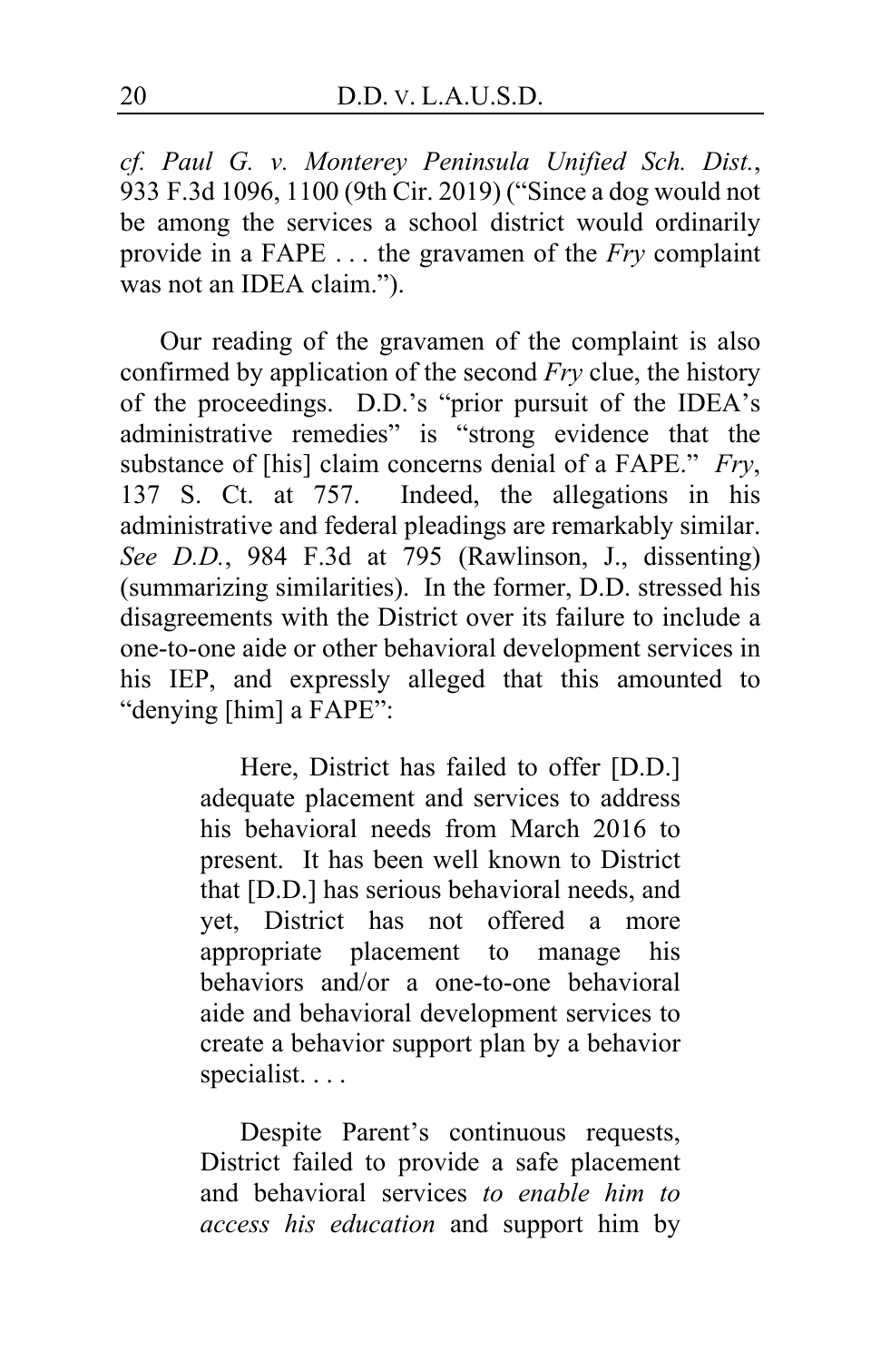*cf. Paul G. v. Monterey Peninsula Unified Sch. Dist.*, 933 F.3d 1096, 1100 (9th Cir. 2019) ("Since a dog would not be among the services a school district would ordinarily provide in a FAPE . . . the gravamen of the *Fry* complaint was not an IDEA claim.").

Our reading of the gravamen of the complaint is also confirmed by application of the second *Fry* clue, the history of the proceedings. D.D.'s "prior pursuit of the IDEA's administrative remedies" is "strong evidence that the substance of [his] claim concerns denial of a FAPE." *Fry*, 137 S. Ct. at 757. Indeed, the allegations in his administrative and federal pleadings are remarkably similar. *See D.D.*, 984 F.3d at 795 (Rawlinson, J., dissenting) (summarizing similarities). In the former, D.D. stressed his disagreements with the District over its failure to include a one-to-one aide or other behavioral development services in his IEP, and expressly alleged that this amounted to "denying [him] a FAPE":

> Here, District has failed to offer [D.D.] adequate placement and services to address his behavioral needs from March 2016 to present. It has been well known to District that [D.D.] has serious behavioral needs, and yet, District has not offered a more appropriate placement to manage his behaviors and/or a one-to-one behavioral aide and behavioral development services to create a behavior support plan by a behavior specialist. . . .
>
> Despite Parent's continuous requests, District failed to provide a safe placement and behavioral services *to enable him to access his education* and support him by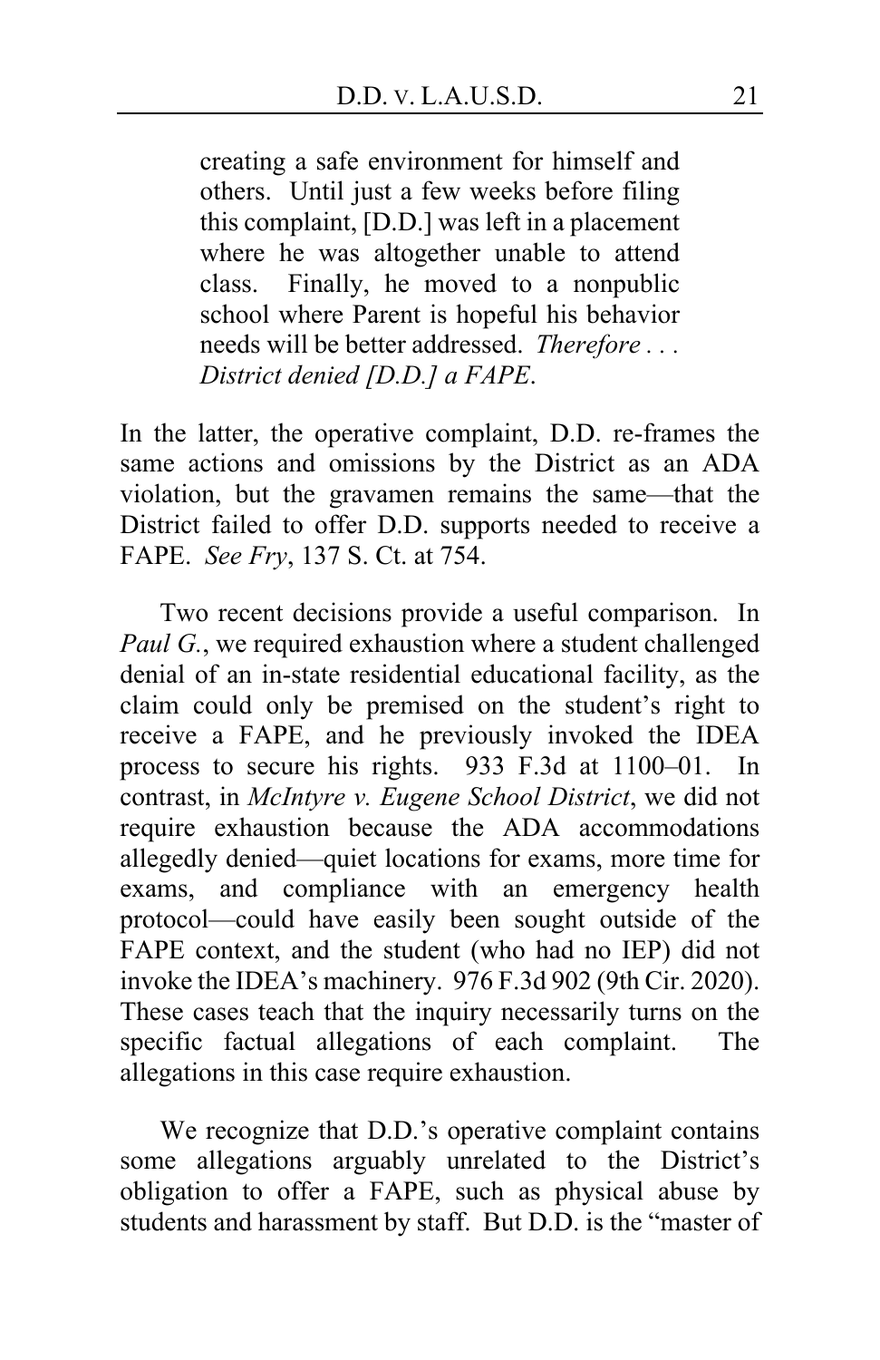> creating a safe environment for himself and others. Until just a few weeks before filing this complaint, [D.D.] was left in a placement where he was altogether unable to attend class. Finally, he moved to a nonpublic school where Parent is hopeful his behavior needs will be better addressed. *Therefore . . . District denied [D.D.] a FAPE*.

In the latter, the operative complaint, D.D. re-frames the same actions and omissions by the District as an ADA violation, but the gravamen remains the same—that the District failed to offer D.D. supports needed to receive a FAPE. *See Fry*, 137 S. Ct. at 754.

Two recent decisions provide a useful comparison. In *Paul G.*, we required exhaustion where a student challenged denial of an in-state residential educational facility, as the claim could only be premised on the student's right to receive a FAPE, and he previously invoked the IDEA process to secure his rights. 933 F.3d at 1100–01. In contrast, in *McIntyre v. Eugene School District*, we did not require exhaustion because the ADA accommodations allegedly denied—quiet locations for exams, more time for exams, and compliance with an emergency health protocol—could have easily been sought outside of the FAPE context, and the student (who had no IEP) did not invoke the IDEA's machinery. 976 F.3d 902 (9th Cir. 2020). These cases teach that the inquiry necessarily turns on the specific factual allegations of each complaint. The allegations in this case require exhaustion.

We recognize that D.D.'s operative complaint contains some allegations arguably unrelated to the District's obligation to offer a FAPE, such as physical abuse by students and harassment by staff. But D.D. is the "master of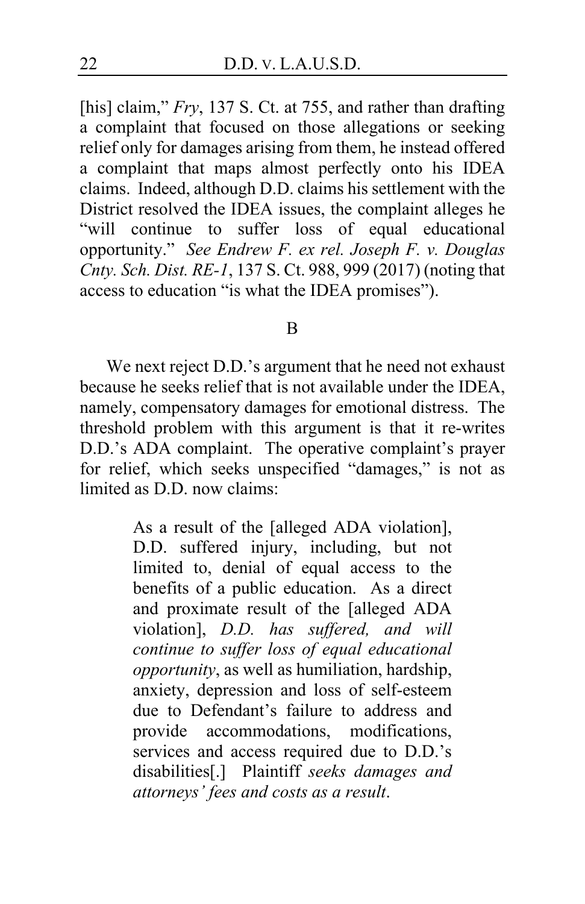[his] claim," *Fry*, 137 S. Ct. at 755, and rather than drafting a complaint that focused on those allegations or seeking relief only for damages arising from them, he instead offered a complaint that maps almost perfectly onto his IDEA claims. Indeed, although D.D. claims his settlement with the District resolved the IDEA issues, the complaint alleges he "will continue to suffer loss of equal educational opportunity." *See Endrew F. ex rel. Joseph F. v. Douglas Cnty. Sch. Dist. RE-1*, 137 S. Ct. 988, 999 (2017) (noting that access to education "is what the IDEA promises").

B

We next reject D.D.'s argument that he need not exhaust because he seeks relief that is not available under the IDEA, namely, compensatory damages for emotional distress. The threshold problem with this argument is that it re-writes D.D.'s ADA complaint. The operative complaint's prayer for relief, which seeks unspecified "damages," is not as limited as D.D. now claims:

> As a result of the [alleged ADA violation], D.D. suffered injury, including, but not limited to, denial of equal access to the benefits of a public education. As a direct and proximate result of the [alleged ADA violation], *D.D. has suffered, and will continue to suffer loss of equal educational opportunity*, as well as humiliation, hardship, anxiety, depression and loss of self-esteem due to Defendant's failure to address and provide accommodations, modifications, services and access required due to D.D.'s disabilities[.] Plaintiff *seeks damages and attorneys' fees and costs as a result*.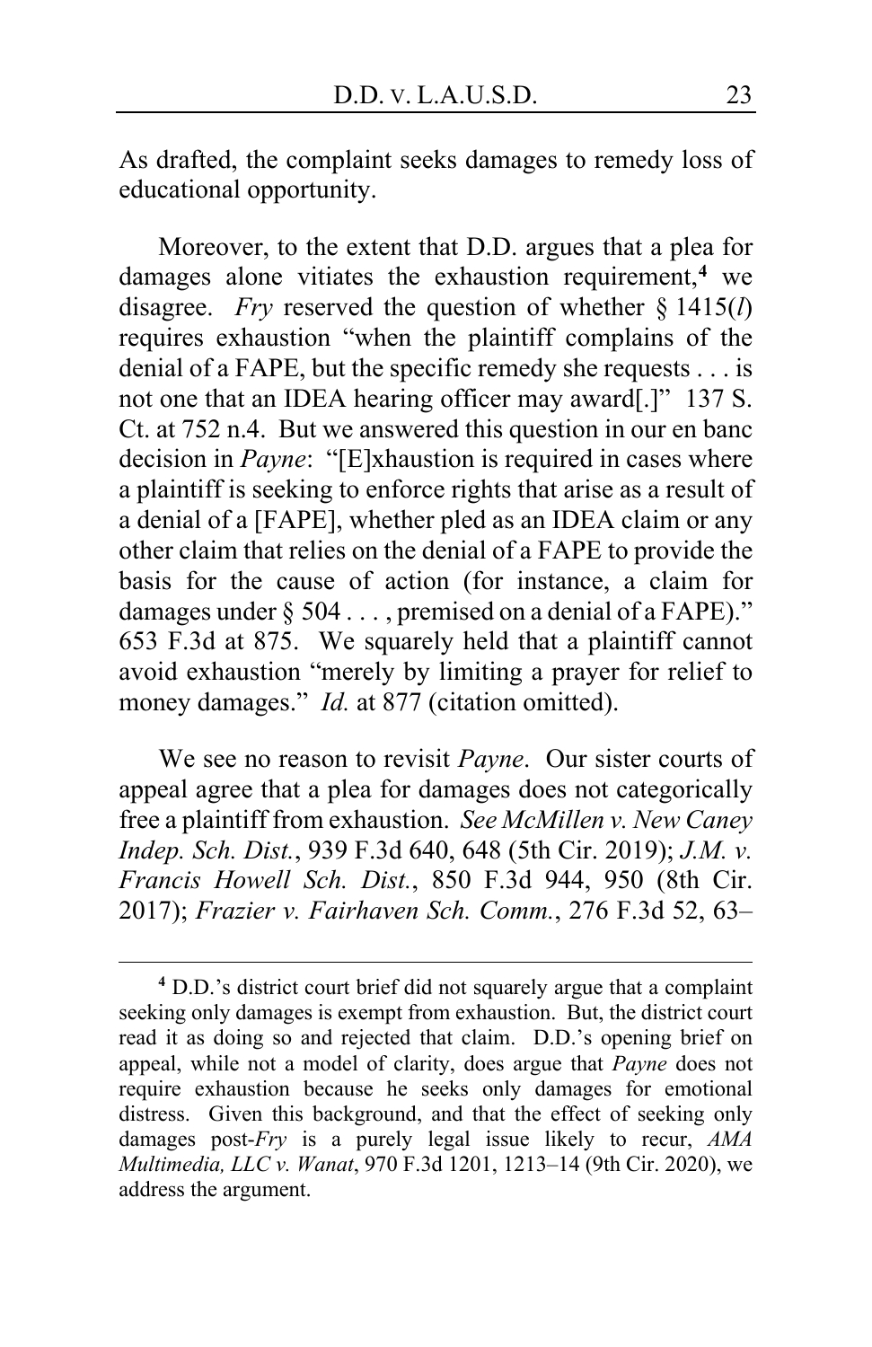As drafted, the complaint seeks damages to remedy loss of educational opportunity.

Moreover, to the extent that D.D. argues that a plea for damages alone vitiates the exhaustion requirement,[4] we disagree. *Fry* reserved the question of whether § 1415(*l*) requires exhaustion "when the plaintiff complains of the denial of a FAPE, but the specific remedy she requests . . . is not one that an IDEA hearing officer may award[.]" 137 S. Ct. at 752 n.4. But we answered this question in our en banc decision in *Payne*: "[E]xhaustion is required in cases where a plaintiff is seeking to enforce rights that arise as a result of a denial of a [FAPE], whether pled as an IDEA claim or any other claim that relies on the denial of a FAPE to provide the basis for the cause of action (for instance, a claim for damages under § 504 . . . , premised on a denial of a FAPE)." 653 F.3d at 875. We squarely held that a plaintiff cannot avoid exhaustion "merely by limiting a prayer for relief to money damages." *Id.* at 877 (citation omitted).

We see no reason to revisit *Payne*. Our sister courts of appeal agree that a plea for damages does not categorically free a plaintiff from exhaustion. *See McMillen v. New Caney Indep. Sch. Dist.*, 939 F.3d 640, 648 (5th Cir. 2019); *J.M. v. Francis Howell Sch. Dist.*, 850 F.3d 944, 950 (8th Cir. 2017); *Frazier v. Fairhaven Sch. Comm.*, 276 F.3d 52, 63–

[4] D.D.'s district court brief did not squarely argue that a complaint seeking only damages is exempt from exhaustion. But, the district court read it as doing so and rejected that claim. D.D.'s opening brief on appeal, while not a model of clarity, does argue that *Payne* does not require exhaustion because he seeks only damages for emotional distress. Given this background, and that the effect of seeking only damages post-*Fry* is a purely legal issue likely to recur, *AMA Multimedia, LLC v. Wanat*, 970 F.3d 1201, 1213–14 (9th Cir. 2020), we address the argument.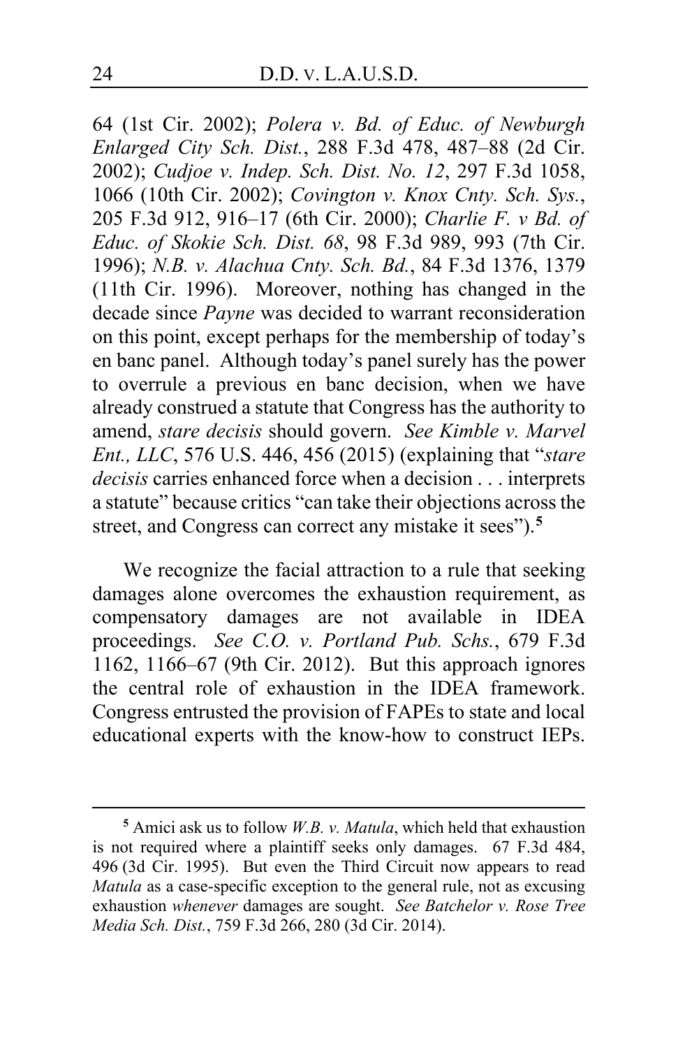64 (1st Cir. 2002); *Polera v. Bd. of Educ. of Newburgh Enlarged City Sch. Dist.*, 288 F.3d 478, 487–88 (2d Cir. 2002); *Cudjoe v. Indep. Sch. Dist. No. 12*, 297 F.3d 1058, 1066 (10th Cir. 2002); *Covington v. Knox Cnty. Sch. Sys.*, 205 F.3d 912, 916–17 (6th Cir. 2000); *Charlie F. v Bd. of Educ. of Skokie Sch. Dist. 68*, 98 F.3d 989, 993 (7th Cir. 1996); *N.B. v. Alachua Cnty. Sch. Bd.*, 84 F.3d 1376, 1379 (11th Cir. 1996). Moreover, nothing has changed in the decade since *Payne* was decided to warrant reconsideration on this point, except perhaps for the membership of today's en banc panel. Although today's panel surely has the power to overrule a previous en banc decision, when we have already construed a statute that Congress has the authority to amend, *stare decisis* should govern. *See Kimble v. Marvel Ent., LLC*, 576 U.S. 446, 456 (2015) (explaining that "*stare decisis* carries enhanced force when a decision . . . interprets a statute" because critics "can take their objections across the street, and Congress can correct any mistake it sees").[5]

We recognize the facial attraction to a rule that seeking damages alone overcomes the exhaustion requirement, as compensatory damages are not available in IDEA proceedings. *See C.O. v. Portland Pub. Schs.*, 679 F.3d 1162, 1166–67 (9th Cir. 2012). But this approach ignores the central role of exhaustion in the IDEA framework. Congress entrusted the provision of FAPEs to state and local educational experts with the know-how to construct IEPs.

[5] Amici ask us to follow *W.B. v. Matula*, which held that exhaustion is not required where a plaintiff seeks only damages. 67 F.3d 484, 496 (3d Cir. 1995). But even the Third Circuit now appears to read *Matula* as a case-specific exception to the general rule, not as excusing exhaustion *whenever* damages are sought. *See Batchelor v. Rose Tree Media Sch. Dist.*, 759 F.3d 266, 280 (3d Cir. 2014).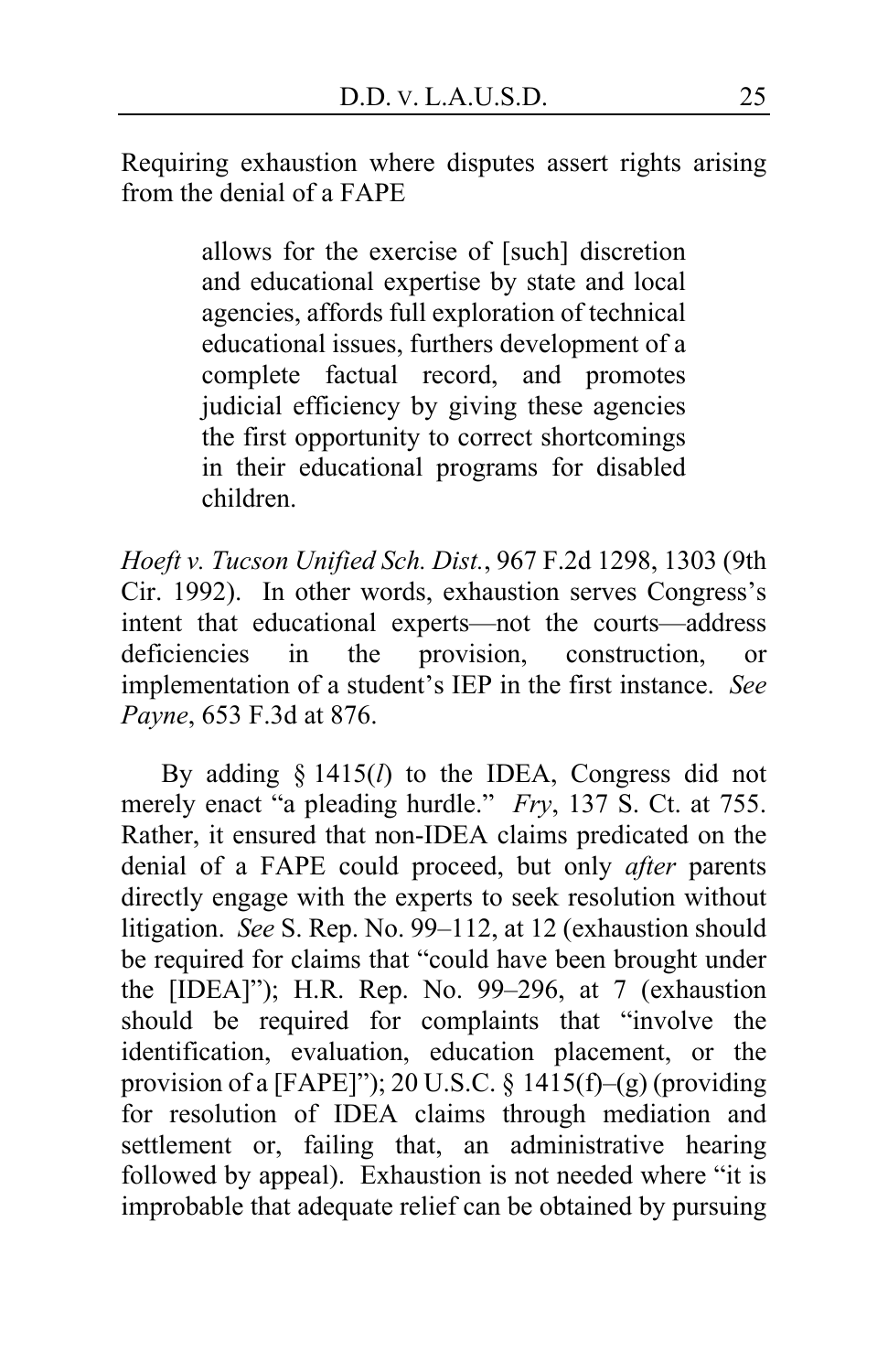Requiring exhaustion where disputes assert rights arising from the denial of a FAPE

> allows for the exercise of [such] discretion and educational expertise by state and local agencies, affords full exploration of technical educational issues, furthers development of a complete factual record, and promotes judicial efficiency by giving these agencies the first opportunity to correct shortcomings in their educational programs for disabled children.

*Hoeft v. Tucson Unified Sch. Dist.*, 967 F.2d 1298, 1303 (9th Cir. 1992). In other words, exhaustion serves Congress's intent that educational experts—not the courts—address deficiencies in the provision, construction, or implementation of a student's IEP in the first instance. *See Payne*, 653 F.3d at 876.

By adding § 1415(*l*) to the IDEA, Congress did not merely enact "a pleading hurdle." *Fry*, 137 S. Ct. at 755. Rather, it ensured that non-IDEA claims predicated on the denial of a FAPE could proceed, but only *after* parents directly engage with the experts to seek resolution without litigation. *See* S. Rep. No. 99–112, at 12 (exhaustion should be required for claims that "could have been brought under the [IDEA]"); H.R. Rep. No. 99–296, at 7 (exhaustion should be required for complaints that "involve the identification, evaluation, education placement, or the provision of a [FAPE]"); 20 U.S.C. § 1415(f)–(g) (providing for resolution of IDEA claims through mediation and settlement or, failing that, an administrative hearing followed by appeal). Exhaustion is not needed where "it is improbable that adequate relief can be obtained by pursuing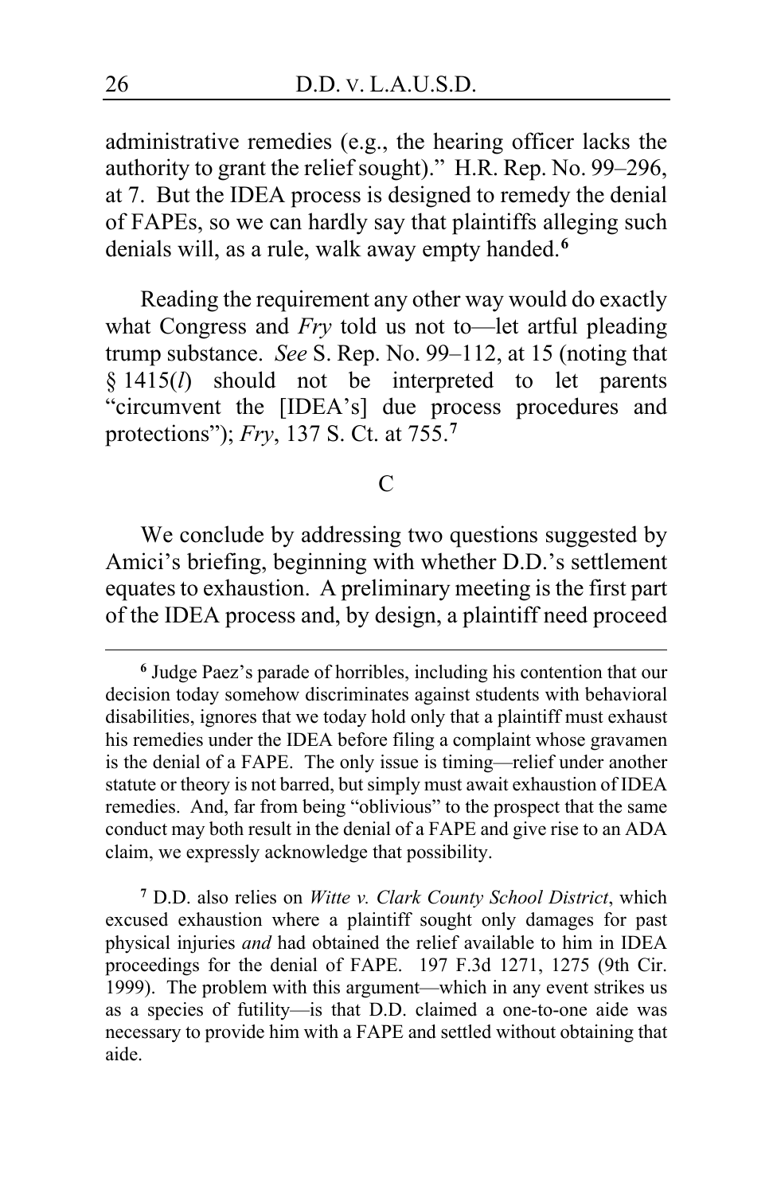administrative remedies (e.g., the hearing officer lacks the authority to grant the relief sought)." H.R. Rep. No. 99–296, at 7. But the IDEA process is designed to remedy the denial of FAPEs, so we can hardly say that plaintiffs alleging such denials will, as a rule, walk away empty handed.[6]

Reading the requirement any other way would do exactly what Congress and *Fry* told us not to—let artful pleading trump substance. *See* S. Rep. No. 99–112, at 15 (noting that § 1415(*l*) should not be interpreted to let parents "circumvent the [IDEA's] due process procedures and protections"); *Fry*, 137 S. Ct. at 755.[7]

### C

We conclude by addressing two questions suggested by Amici's briefing, beginning with whether D.D.'s settlement equates to exhaustion. A preliminary meeting is the first part of the IDEA process and, by design, a plaintiff need proceed

---

[6] Judge Paez's parade of horribles, including his contention that our decision today somehow discriminates against students with behavioral disabilities, ignores that we today hold only that a plaintiff must exhaust his remedies under the IDEA before filing a complaint whose gravamen is the denial of a FAPE. The only issue is timing—relief under another statute or theory is not barred, but simply must await exhaustion of IDEA remedies. And, far from being "oblivious" to the prospect that the same conduct may both result in the denial of a FAPE and give rise to an ADA claim, we expressly acknowledge that possibility.

[7] D.D. also relies on *Witte v. Clark County School District*, which excused exhaustion where a plaintiff sought only damages for past physical injuries *and* had obtained the relief available to him in IDEA proceedings for the denial of FAPE. 197 F.3d 1271, 1275 (9th Cir. 1999). The problem with this argument—which in any event strikes us as a species of futility—is that D.D. claimed a one-to-one aide was necessary to provide him with a FAPE and settled without obtaining that aide.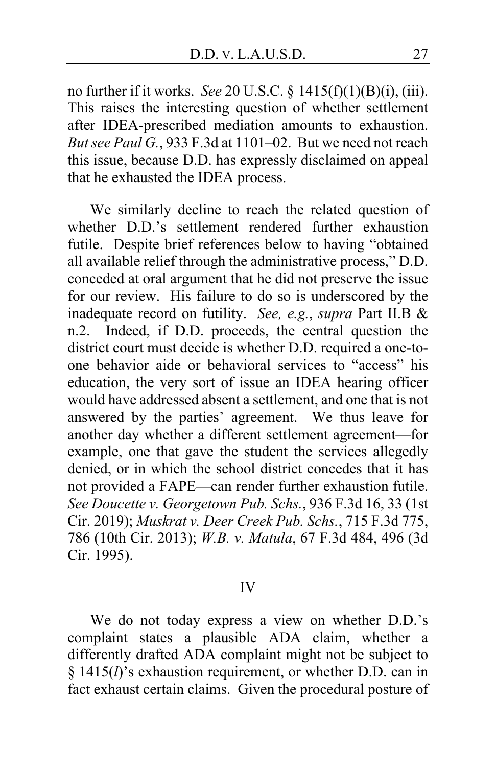no further if it works. *See* 20 U.S.C. § 1415(f)(1)(B)(i), (iii). This raises the interesting question of whether settlement after IDEA-prescribed mediation amounts to exhaustion. *But see Paul G.*, 933 F.3d at 1101–02. But we need not reach this issue, because D.D. has expressly disclaimed on appeal that he exhausted the IDEA process.

We similarly decline to reach the related question of whether D.D.'s settlement rendered further exhaustion futile. Despite brief references below to having "obtained all available relief through the administrative process," D.D. conceded at oral argument that he did not preserve the issue for our review. His failure to do so is underscored by the inadequate record on futility. *See, e.g.*, *supra* Part II.B & n.2. Indeed, if D.D. proceeds, the central question the district court must decide is whether D.D. required a one-to-one behavior aide or behavioral services to "access" his education, the very sort of issue an IDEA hearing officer would have addressed absent a settlement, and one that is not answered by the parties' agreement. We thus leave for another day whether a different settlement agreement—for example, one that gave the student the services allegedly denied, or in which the school district concedes that it has not provided a FAPE—can render further exhaustion futile. *See Doucette v. Georgetown Pub. Schs.*, 936 F.3d 16, 33 (1st Cir. 2019); *Muskrat v. Deer Creek Pub. Schs.*, 715 F.3d 775, 786 (10th Cir. 2013); *W.B. v. Matula*, 67 F.3d 484, 496 (3d Cir. 1995).

## IV

We do not today express a view on whether D.D.'s complaint states a plausible ADA claim, whether a differently drafted ADA complaint might not be subject to § 1415(*l*)'s exhaustion requirement, or whether D.D. can in fact exhaust certain claims. Given the procedural posture of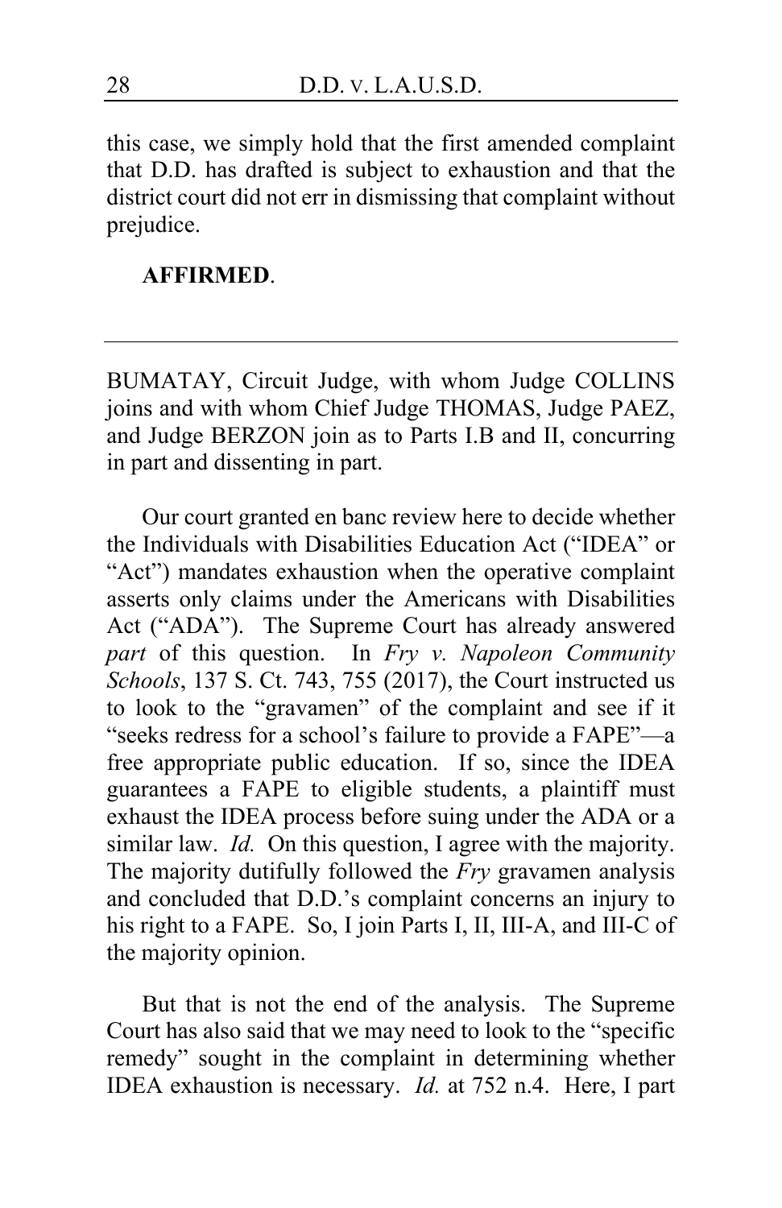this case, we simply hold that the first amended complaint that D.D. has drafted is subject to exhaustion and that the district court did not err in dismissing that complaint without prejudice.

**AFFIRMED**.

---

BUMATAY, Circuit Judge, with whom Judge COLLINS joins and with whom Chief Judge THOMAS, Judge PAEZ, and Judge BERZON join as to Parts I.B and II, concurring in part and dissenting in part.

Our court granted en banc review here to decide whether the Individuals with Disabilities Education Act ("IDEA" or "Act") mandates exhaustion when the operative complaint asserts only claims under the Americans with Disabilities Act ("ADA"). The Supreme Court has already answered *part* of this question. In *Fry v. Napoleon Community Schools*, 137 S. Ct. 743, 755 (2017), the Court instructed us to look to the "gravamen" of the complaint and see if it "seeks redress for a school's failure to provide a FAPE"—a free appropriate public education. If so, since the IDEA guarantees a FAPE to eligible students, a plaintiff must exhaust the IDEA process before suing under the ADA or a similar law. *Id.* On this question, I agree with the majority. The majority dutifully followed the *Fry* gravamen analysis and concluded that D.D.'s complaint concerns an injury to his right to a FAPE. So, I join Parts I, II, III-A, and III-C of the majority opinion.

But that is not the end of the analysis. The Supreme Court has also said that we may need to look to the "specific remedy" sought in the complaint in determining whether IDEA exhaustion is necessary. *Id.* at 752 n.4. Here, I part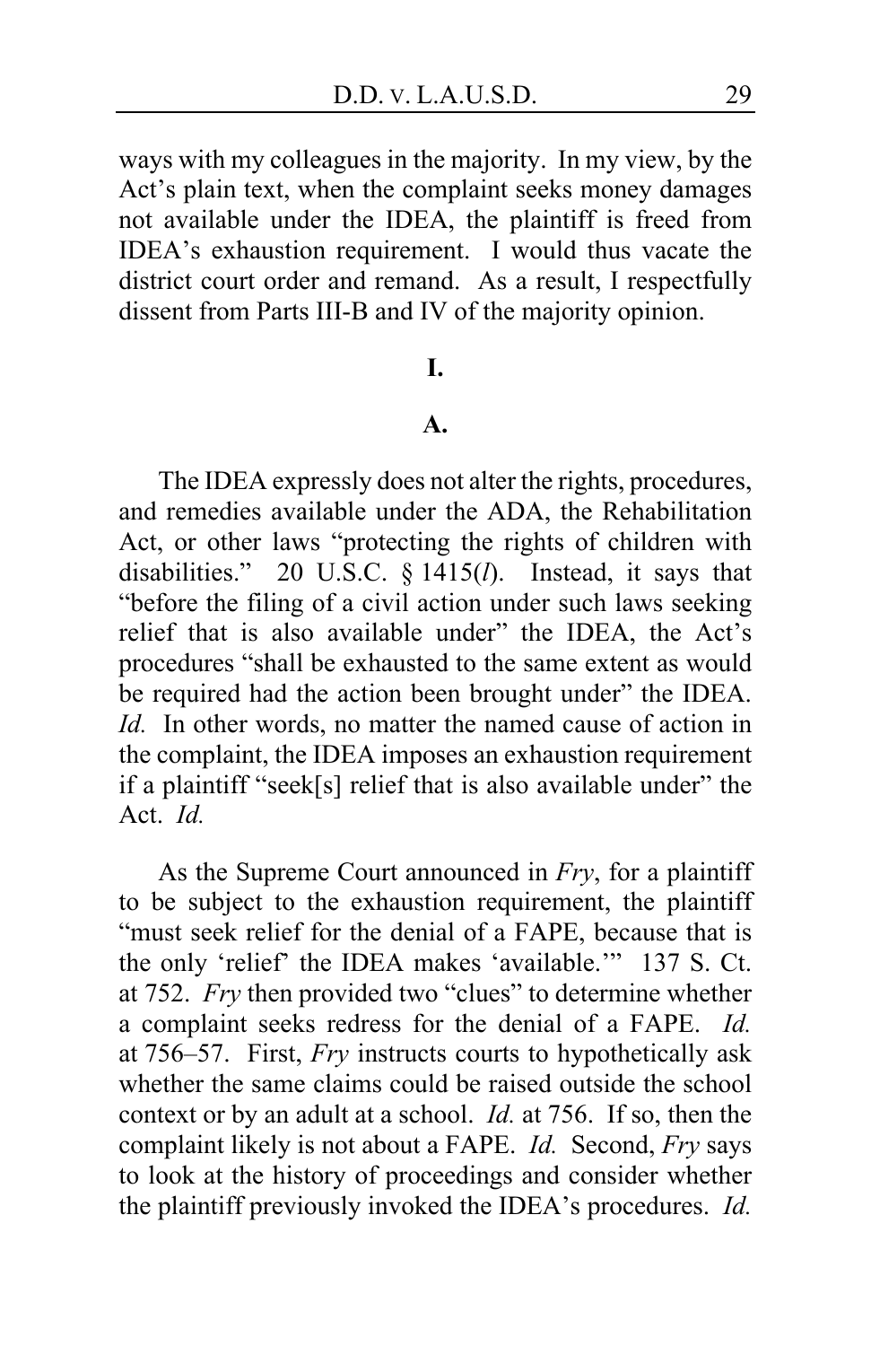ways with my colleagues in the majority. In my view, by the Act's plain text, when the complaint seeks money damages not available under the IDEA, the plaintiff is freed from IDEA's exhaustion requirement. I would thus vacate the district court order and remand. As a result, I respectfully dissent from Parts III-B and IV of the majority opinion.

**I.**

**A.**

The IDEA expressly does not alter the rights, procedures, and remedies available under the ADA, the Rehabilitation Act, or other laws "protecting the rights of children with disabilities." 20 U.S.C. § 1415(*l*). Instead, it says that "before the filing of a civil action under such laws seeking relief that is also available under" the IDEA, the Act's procedures "shall be exhausted to the same extent as would be required had the action been brought under" the IDEA. *Id.* In other words, no matter the named cause of action in the complaint, the IDEA imposes an exhaustion requirement if a plaintiff "seek[s] relief that is also available under" the Act. *Id.*

As the Supreme Court announced in *Fry*, for a plaintiff to be subject to the exhaustion requirement, the plaintiff "must seek relief for the denial of a FAPE, because that is the only 'relief' the IDEA makes 'available.'" 137 S. Ct. at 752. *Fry* then provided two "clues" to determine whether a complaint seeks redress for the denial of a FAPE. *Id.* at 756–57. First, *Fry* instructs courts to hypothetically ask whether the same claims could be raised outside the school context or by an adult at a school. *Id.* at 756. If so, then the complaint likely is not about a FAPE. *Id.* Second, *Fry* says to look at the history of proceedings and consider whether the plaintiff previously invoked the IDEA's procedures. *Id.*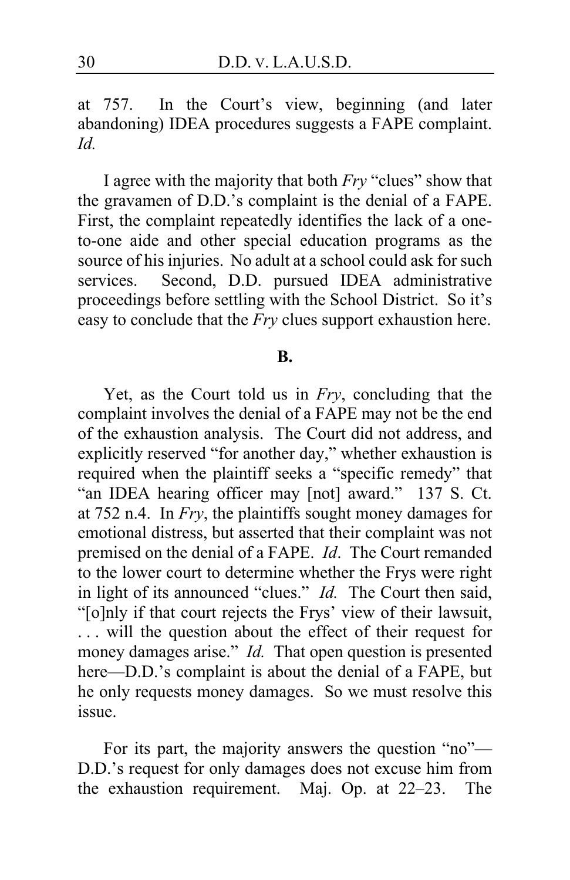at 757. In the Court's view, beginning (and later abandoning) IDEA procedures suggests a FAPE complaint. *Id.*

I agree with the majority that both *Fry* "clues" show that the gravamen of D.D.'s complaint is the denial of a FAPE. First, the complaint repeatedly identifies the lack of a one-to-one aide and other special education programs as the source of his injuries. No adult at a school could ask for such services. Second, D.D. pursued IDEA administrative proceedings before settling with the School District. So it's easy to conclude that the *Fry* clues support exhaustion here.

**B.**

Yet, as the Court told us in *Fry*, concluding that the complaint involves the denial of a FAPE may not be the end of the exhaustion analysis. The Court did not address, and explicitly reserved "for another day," whether exhaustion is required when the plaintiff seeks a "specific remedy" that "an IDEA hearing officer may [not] award." 137 S. Ct. at 752 n.4. In *Fry*, the plaintiffs sought money damages for emotional distress, but asserted that their complaint was not premised on the denial of a FAPE. *Id*. The Court remanded to the lower court to determine whether the Frys were right in light of its announced "clues." *Id.* The Court then said, "[o]nly if that court rejects the Frys' view of their lawsuit, . . . will the question about the effect of their request for money damages arise." *Id.* That open question is presented here—D.D.'s complaint is about the denial of a FAPE, but he only requests money damages. So we must resolve this issue.

For its part, the majority answers the question "no"—D.D.'s request for only damages does not excuse him from the exhaustion requirement. Maj. Op. at 22–23. The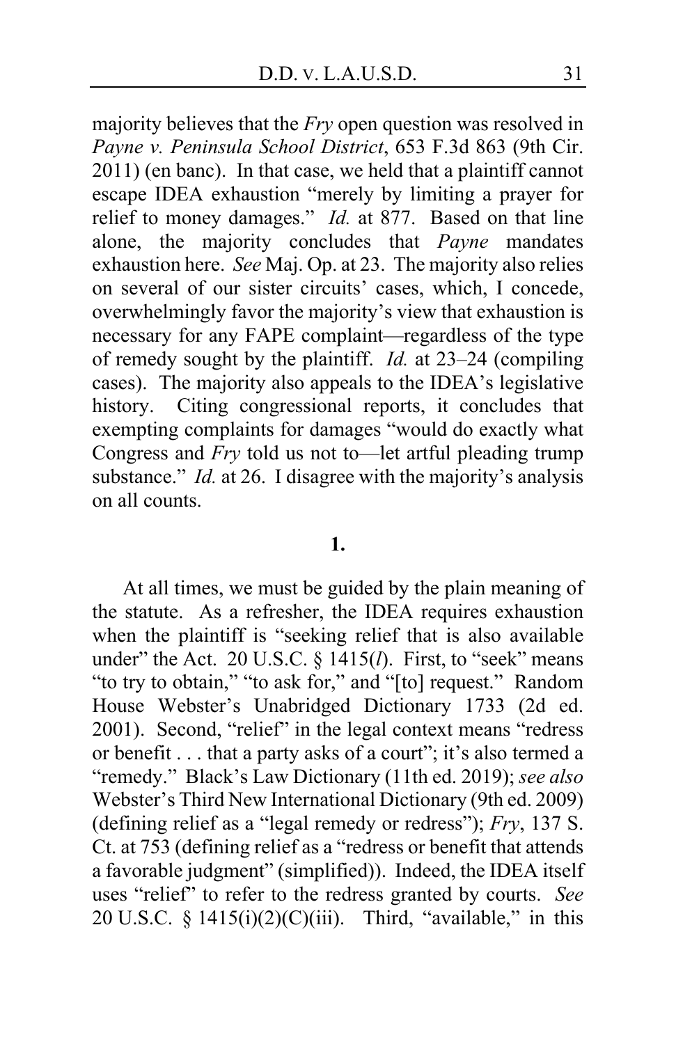majority believes that the *Fry* open question was resolved in *Payne v. Peninsula School District*, 653 F.3d 863 (9th Cir. 2011) (en banc). In that case, we held that a plaintiff cannot escape IDEA exhaustion "merely by limiting a prayer for relief to money damages." *Id.* at 877. Based on that line alone, the majority concludes that *Payne* mandates exhaustion here. *See* Maj. Op. at 23. The majority also relies on several of our sister circuits' cases, which, I concede, overwhelmingly favor the majority's view that exhaustion is necessary for any FAPE complaint—regardless of the type of remedy sought by the plaintiff. *Id.* at 23–24 (compiling cases). The majority also appeals to the IDEA's legislative history. Citing congressional reports, it concludes that exempting complaints for damages "would do exactly what Congress and *Fry* told us not to—let artful pleading trump substance." *Id.* at 26. I disagree with the majority's analysis on all counts.

**1.**

At all times, we must be guided by the plain meaning of the statute. As a refresher, the IDEA requires exhaustion when the plaintiff is "seeking relief that is also available under" the Act. 20 U.S.C. § 1415(*l*). First, to "seek" means "to try to obtain," "to ask for," and "[to] request." Random House Webster's Unabridged Dictionary 1733 (2d ed. 2001). Second, "relief" in the legal context means "redress or benefit . . . that a party asks of a court"; it's also termed a "remedy." Black's Law Dictionary (11th ed. 2019); *see also* Webster's Third New International Dictionary (9th ed. 2009) (defining relief as a "legal remedy or redress"); *Fry*, 137 S. Ct. at 753 (defining relief as a "redress or benefit that attends a favorable judgment" (simplified)). Indeed, the IDEA itself uses "relief" to refer to the redress granted by courts. *See* 20 U.S.C. § 1415(i)(2)(C)(iii). Third, "available," in this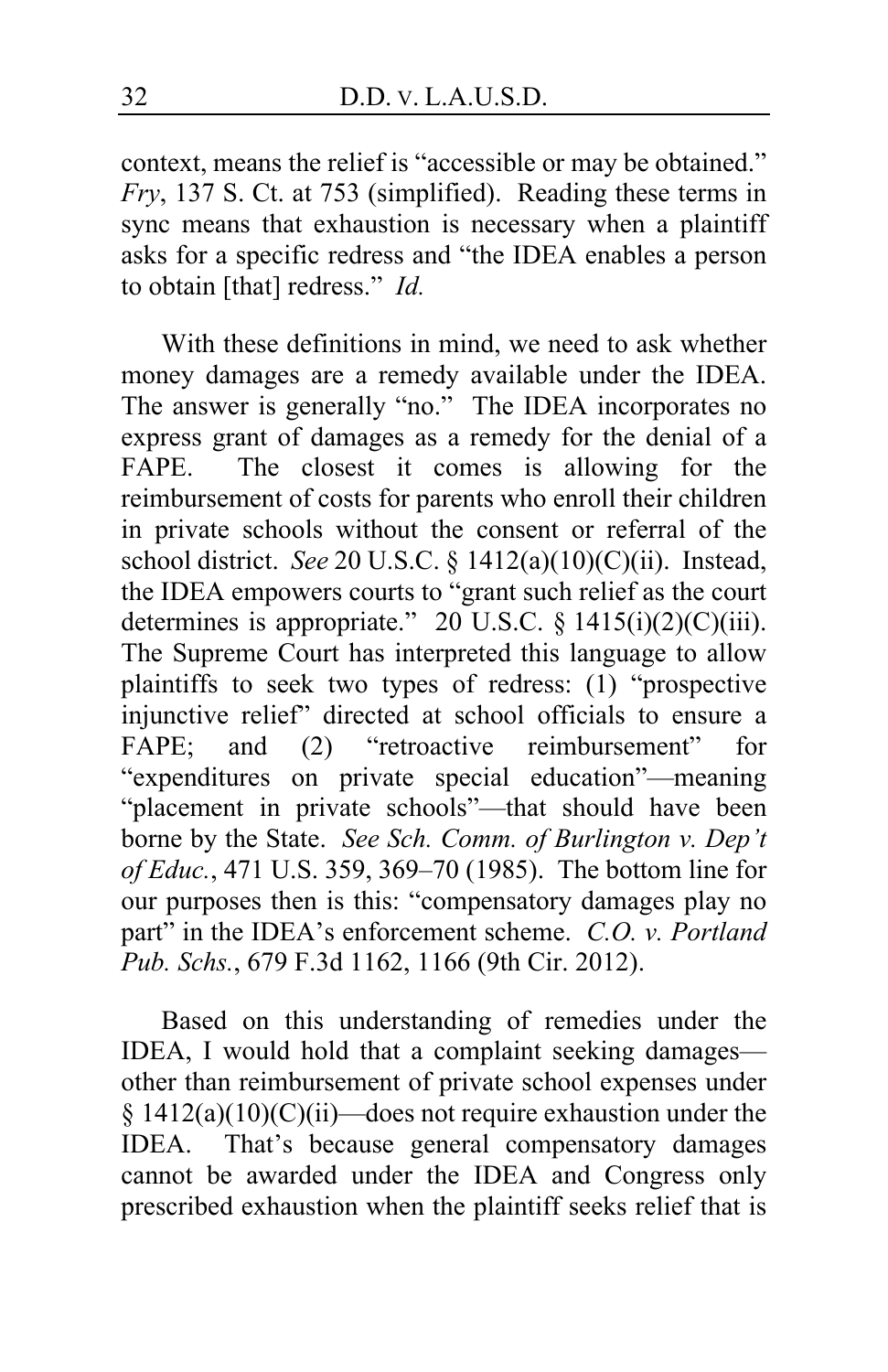context, means the relief is "accessible or may be obtained." *Fry*, 137 S. Ct. at 753 (simplified). Reading these terms in sync means that exhaustion is necessary when a plaintiff asks for a specific redress and "the IDEA enables a person to obtain [that] redress." *Id.*

With these definitions in mind, we need to ask whether money damages are a remedy available under the IDEA. The answer is generally "no." The IDEA incorporates no express grant of damages as a remedy for the denial of a FAPE. The closest it comes is allowing for the reimbursement of costs for parents who enroll their children in private schools without the consent or referral of the school district. *See* 20 U.S.C. § 1412(a)(10)(C)(ii). Instead, the IDEA empowers courts to "grant such relief as the court determines is appropriate." 20 U.S.C. § 1415(i)(2)(C)(iii). The Supreme Court has interpreted this language to allow plaintiffs to seek two types of redress: (1) "prospective injunctive relief" directed at school officials to ensure a FAPE; and (2) "retroactive reimbursement" for "expenditures on private special education"—meaning "placement in private schools"—that should have been borne by the State. *See Sch. Comm. of Burlington v. Dep't of Educ.*, 471 U.S. 359, 369–70 (1985). The bottom line for our purposes then is this: "compensatory damages play no part" in the IDEA's enforcement scheme. *C.O. v. Portland Pub. Schs.*, 679 F.3d 1162, 1166 (9th Cir. 2012).

Based on this understanding of remedies under the IDEA, I would hold that a complaint seeking damages—other than reimbursement of private school expenses under § 1412(a)(10)(C)(ii)—does not require exhaustion under the IDEA. That's because general compensatory damages cannot be awarded under the IDEA and Congress only prescribed exhaustion when the plaintiff seeks relief that is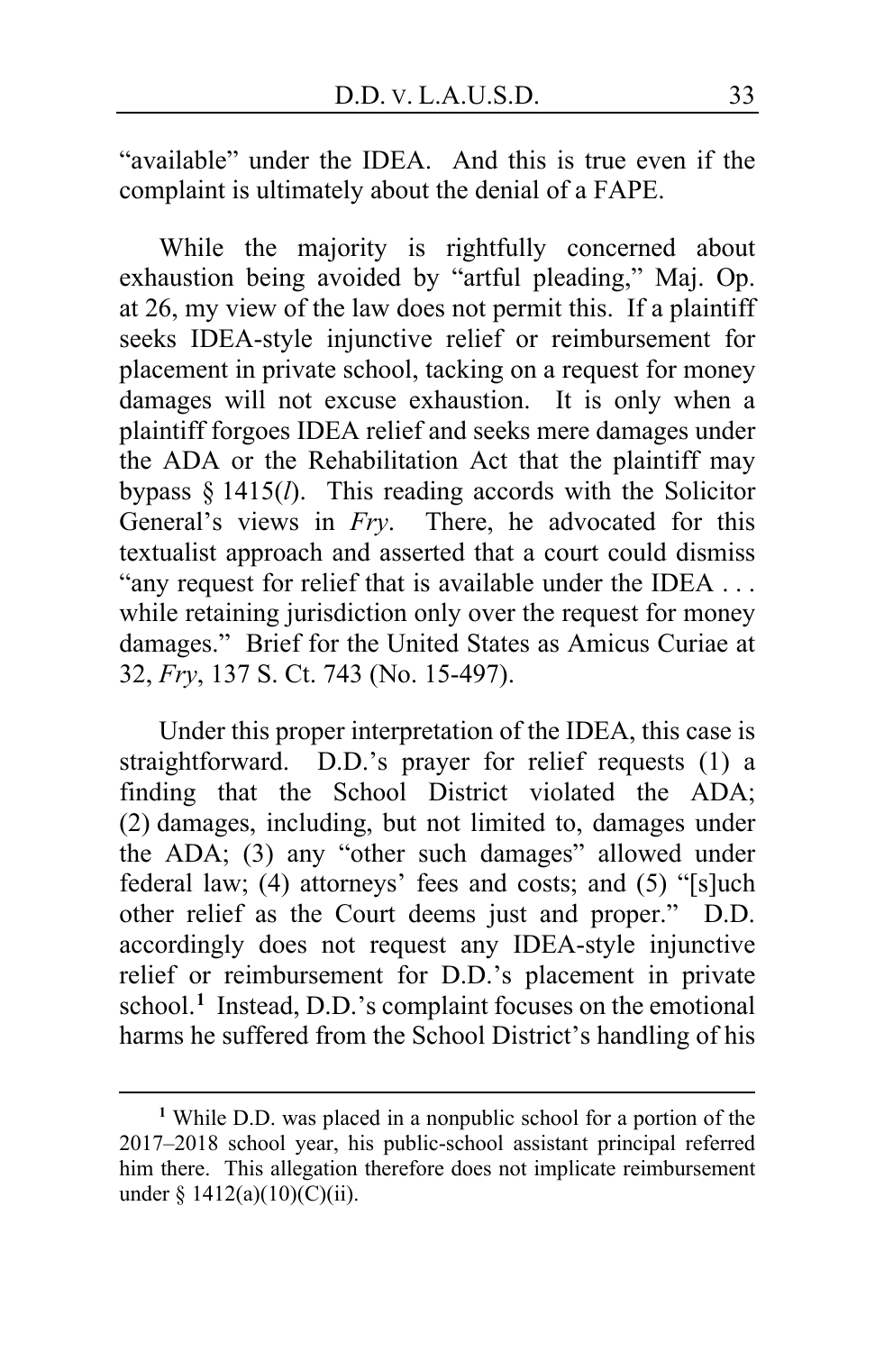"available" under the IDEA. And this is true even if the complaint is ultimately about the denial of a FAPE.

While the majority is rightfully concerned about exhaustion being avoided by "artful pleading," Maj. Op. at 26, my view of the law does not permit this. If a plaintiff seeks IDEA-style injunctive relief or reimbursement for placement in private school, tacking on a request for money damages will not excuse exhaustion. It is only when a plaintiff forgoes IDEA relief and seeks mere damages under the ADA or the Rehabilitation Act that the plaintiff may bypass § 1415(*l*). This reading accords with the Solicitor General's views in *Fry*. There, he advocated for this textualist approach and asserted that a court could dismiss "any request for relief that is available under the IDEA . . . while retaining jurisdiction only over the request for money damages." Brief for the United States as Amicus Curiae at 32, *Fry*, 137 S. Ct. 743 (No. 15-497).

Under this proper interpretation of the IDEA, this case is straightforward. D.D.'s prayer for relief requests (1) a finding that the School District violated the ADA; (2) damages, including, but not limited to, damages under the ADA; (3) any "other such damages" allowed under federal law; (4) attorneys' fees and costs; and (5) "[s]uch other relief as the Court deems just and proper." D.D. accordingly does not request any IDEA-style injunctive relief or reimbursement for D.D.'s placement in private school.[1] Instead, D.D.'s complaint focuses on the emotional harms he suffered from the School District's handling of his

---

[1] While D.D. was placed in a nonpublic school for a portion of the 2017–2018 school year, his public-school assistant principal referred him there. This allegation therefore does not implicate reimbursement under § 1412(a)(10)(C)(ii).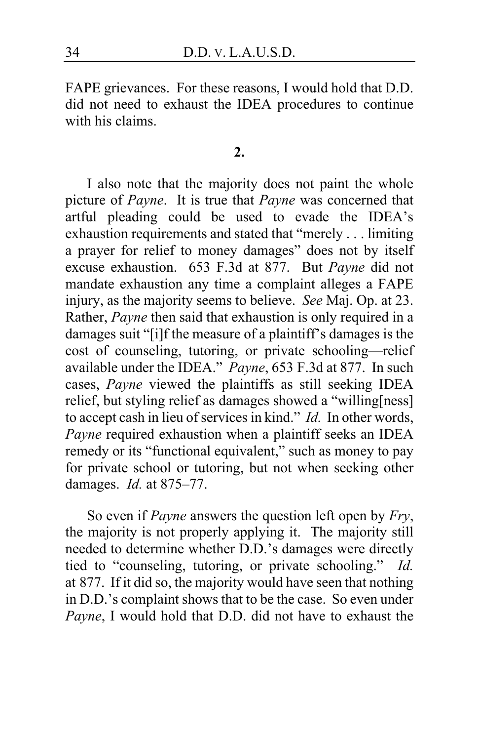FAPE grievances. For these reasons, I would hold that D.D. did not need to exhaust the IDEA procedures to continue with his claims.

**2.**

I also note that the majority does not paint the whole picture of *Payne*. It is true that *Payne* was concerned that artful pleading could be used to evade the IDEA's exhaustion requirements and stated that "merely . . . limiting a prayer for relief to money damages" does not by itself excuse exhaustion. 653 F.3d at 877. But *Payne* did not mandate exhaustion any time a complaint alleges a FAPE injury, as the majority seems to believe. *See* Maj. Op. at 23. Rather, *Payne* then said that exhaustion is only required in a damages suit "[i]f the measure of a plaintiff's damages is the cost of counseling, tutoring, or private schooling—relief available under the IDEA." *Payne*, 653 F.3d at 877. In such cases, *Payne* viewed the plaintiffs as still seeking IDEA relief, but styling relief as damages showed a "willing[ness] to accept cash in lieu of services in kind." *Id.* In other words, *Payne* required exhaustion when a plaintiff seeks an IDEA remedy or its "functional equivalent," such as money to pay for private school or tutoring, but not when seeking other damages. *Id.* at 875–77.

So even if *Payne* answers the question left open by *Fry*, the majority is not properly applying it. The majority still needed to determine whether D.D.'s damages were directly tied to "counseling, tutoring, or private schooling." *Id.* at 877. If it did so, the majority would have seen that nothing in D.D.'s complaint shows that to be the case. So even under *Payne*, I would hold that D.D. did not have to exhaust the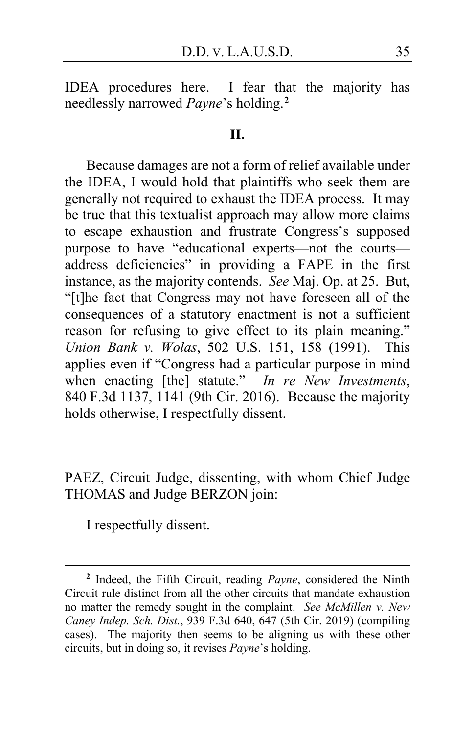IDEA procedures here. I fear that the majority has needlessly narrowed *Payne*'s holding.[2]

**II.**

Because damages are not a form of relief available under the IDEA, I would hold that plaintiffs who seek them are generally not required to exhaust the IDEA process. It may be true that this textualist approach may allow more claims to escape exhaustion and frustrate Congress's supposed purpose to have "educational experts—not the courts—address deficiencies" in providing a FAPE in the first instance, as the majority contends. *See* Maj. Op. at 25. But, "[t]he fact that Congress may not have foreseen all of the consequences of a statutory enactment is not a sufficient reason for refusing to give effect to its plain meaning." *Union Bank v. Wolas*, 502 U.S. 151, 158 (1991). This applies even if "Congress had a particular purpose in mind when enacting [the] statute." *In re New Investments*, 840 F.3d 1137, 1141 (9th Cir. 2016). Because the majority holds otherwise, I respectfully dissent.

---

PAEZ, Circuit Judge, dissenting, with whom Chief Judge THOMAS and Judge BERZON join:

I respectfully dissent.

---

[2] Indeed, the Fifth Circuit, reading *Payne*, considered the Ninth Circuit rule distinct from all the other circuits that mandate exhaustion no matter the remedy sought in the complaint. *See McMillen v. New Caney Indep. Sch. Dist.*, 939 F.3d 640, 647 (5th Cir. 2019) (compiling cases). The majority then seems to be aligning us with these other circuits, but in doing so, it revises *Payne*'s holding.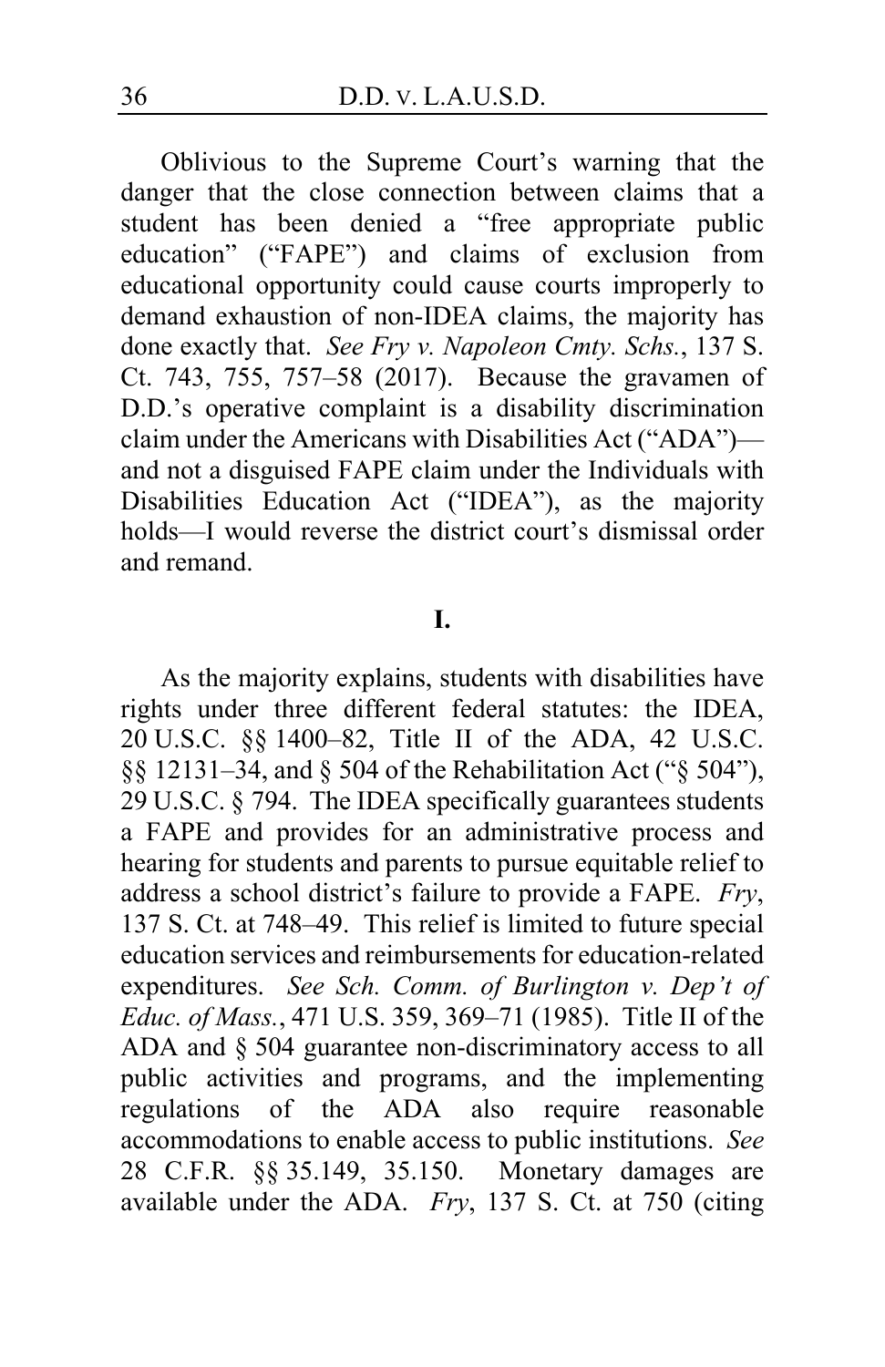Oblivious to the Supreme Court's warning that the danger that the close connection between claims that a student has been denied a "free appropriate public education" ("FAPE") and claims of exclusion from educational opportunity could cause courts improperly to demand exhaustion of non-IDEA claims, the majority has done exactly that. *See Fry v. Napoleon Cmty. Schs.*, 137 S. Ct. 743, 755, 757–58 (2017). Because the gravamen of D.D.'s operative complaint is a disability discrimination claim under the Americans with Disabilities Act ("ADA")—and not a disguised FAPE claim under the Individuals with Disabilities Education Act ("IDEA"), as the majority holds—I would reverse the district court's dismissal order and remand.

**I.**

As the majority explains, students with disabilities have rights under three different federal statutes: the IDEA, 20 U.S.C. §§ 1400–82, Title II of the ADA, 42 U.S.C. §§ 12131–34, and § 504 of the Rehabilitation Act ("§ 504"), 29 U.S.C. § 794. The IDEA specifically guarantees students a FAPE and provides for an administrative process and hearing for students and parents to pursue equitable relief to address a school district's failure to provide a FAPE. *Fry*, 137 S. Ct. at 748–49. This relief is limited to future special education services and reimbursements for education-related expenditures. *See Sch. Comm. of Burlington v. Dep't of Educ. of Mass.*, 471 U.S. 359, 369–71 (1985). Title II of the ADA and § 504 guarantee non-discriminatory access to all public activities and programs, and the implementing regulations of the ADA also require reasonable accommodations to enable access to public institutions. *See* 28 C.F.R. §§ 35.149, 35.150. Monetary damages are available under the ADA. *Fry*, 137 S. Ct. at 750 (citing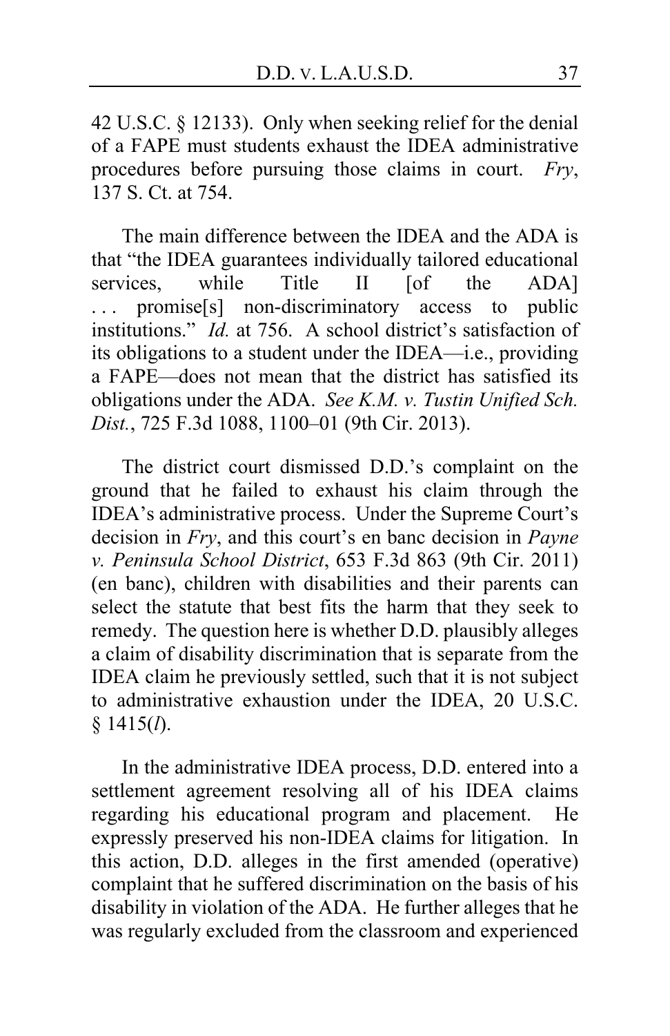42 U.S.C. § 12133). Only when seeking relief for the denial of a FAPE must students exhaust the IDEA administrative procedures before pursuing those claims in court. *Fry*, 137 S. Ct. at 754.

The main difference between the IDEA and the ADA is that "the IDEA guarantees individually tailored educational services, while Title II [of the ADA] . . . promise[s] non-discriminatory access to public institutions." *Id.* at 756. A school district's satisfaction of its obligations to a student under the IDEA—i.e., providing a FAPE—does not mean that the district has satisfied its obligations under the ADA. *See K.M. v. Tustin Unified Sch. Dist.*, 725 F.3d 1088, 1100–01 (9th Cir. 2013).

The district court dismissed D.D.'s complaint on the ground that he failed to exhaust his claim through the IDEA's administrative process. Under the Supreme Court's decision in *Fry*, and this court's en banc decision in *Payne v. Peninsula School District*, 653 F.3d 863 (9th Cir. 2011) (en banc), children with disabilities and their parents can select the statute that best fits the harm that they seek to remedy. The question here is whether D.D. plausibly alleges a claim of disability discrimination that is separate from the IDEA claim he previously settled, such that it is not subject to administrative exhaustion under the IDEA, 20 U.S.C. § 1415(*l*).

In the administrative IDEA process, D.D. entered into a settlement agreement resolving all of his IDEA claims regarding his educational program and placement. He expressly preserved his non-IDEA claims for litigation. In this action, D.D. alleges in the first amended (operative) complaint that he suffered discrimination on the basis of his disability in violation of the ADA. He further alleges that he was regularly excluded from the classroom and experienced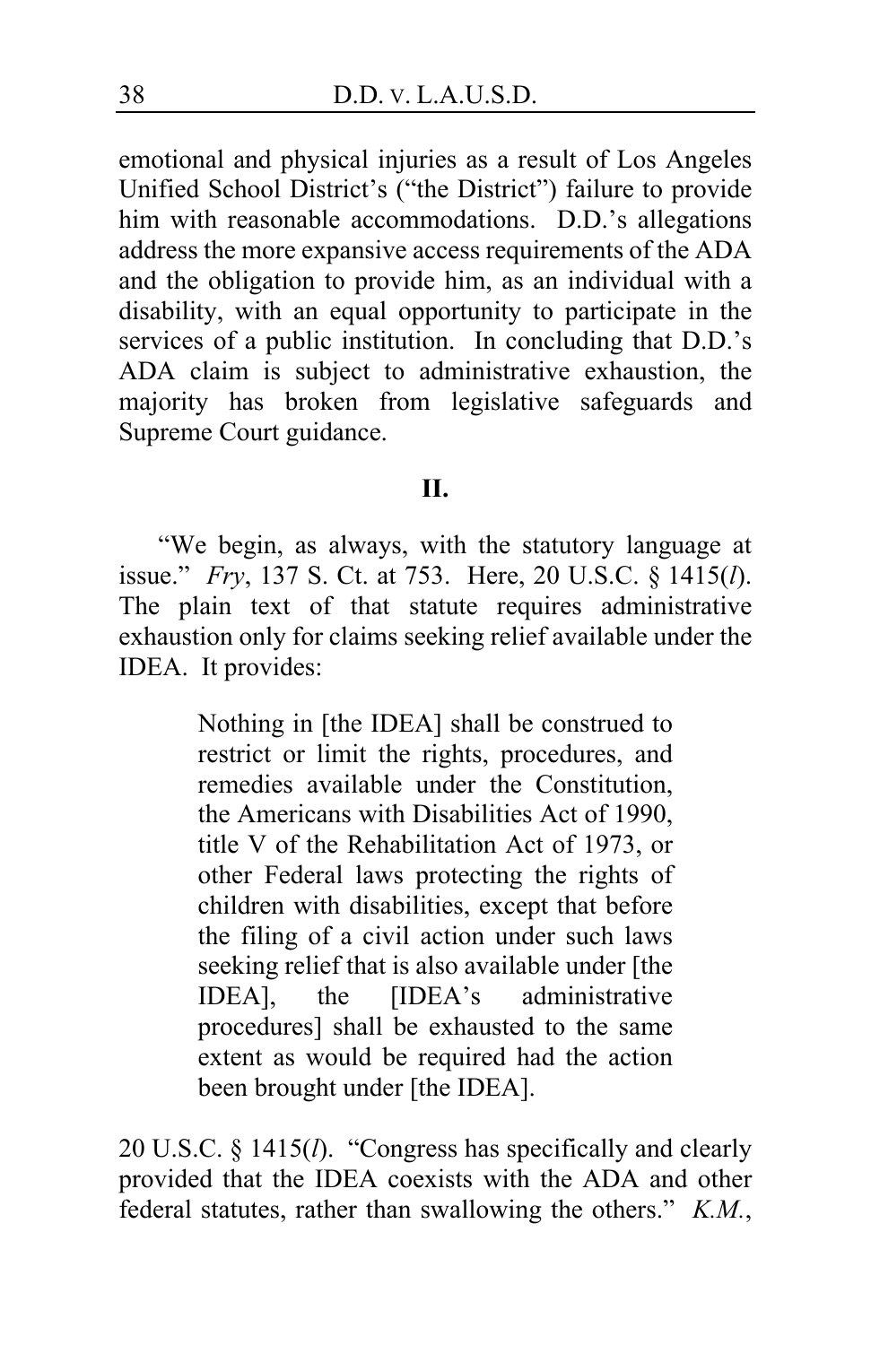emotional and physical injuries as a result of Los Angeles Unified School District's ("the District") failure to provide him with reasonable accommodations. D.D.'s allegations address the more expansive access requirements of the ADA and the obligation to provide him, as an individual with a disability, with an equal opportunity to participate in the services of a public institution. In concluding that D.D.'s ADA claim is subject to administrative exhaustion, the majority has broken from legislative safeguards and Supreme Court guidance.

## II.

"We begin, as always, with the statutory language at issue." *Fry*, 137 S. Ct. at 753. Here, 20 U.S.C. § 1415(*l*). The plain text of that statute requires administrative exhaustion only for claims seeking relief available under the IDEA. It provides:

> Nothing in [the IDEA] shall be construed to restrict or limit the rights, procedures, and remedies available under the Constitution, the Americans with Disabilities Act of 1990, title V of the Rehabilitation Act of 1973, or other Federal laws protecting the rights of children with disabilities, except that before the filing of a civil action under such laws seeking relief that is also available under [the IDEA], the [IDEA's administrative procedures] shall be exhausted to the same extent as would be required had the action been brought under [the IDEA].

20 U.S.C. § 1415(*l*). "Congress has specifically and clearly provided that the IDEA coexists with the ADA and other federal statutes, rather than swallowing the others." *K.M.*,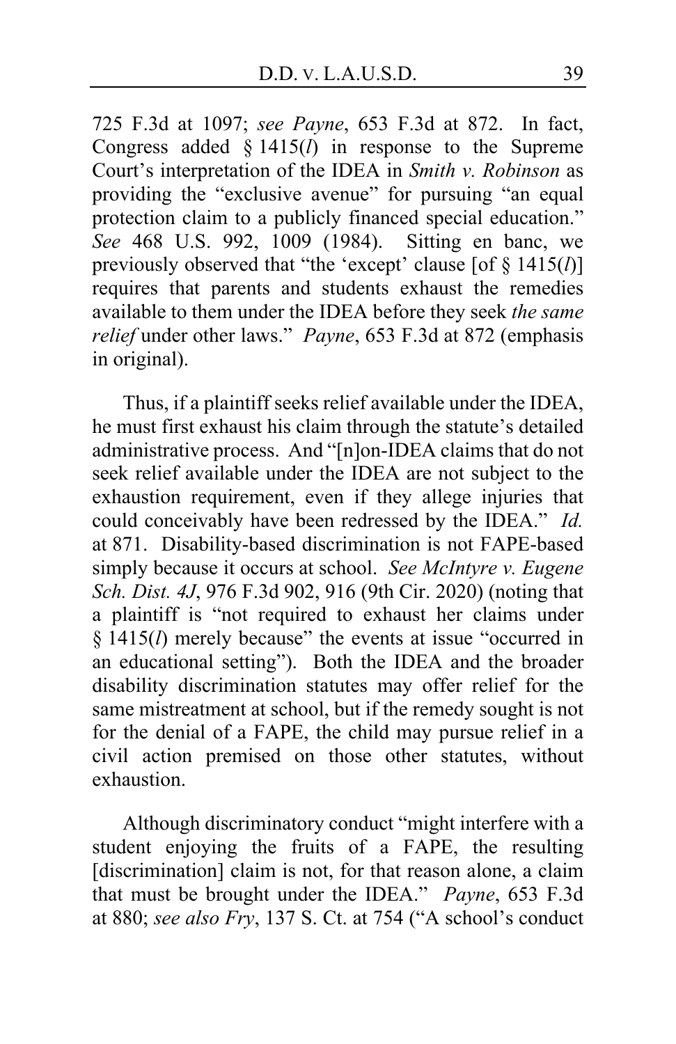725 F.3d at 1097; *see Payne*, 653 F.3d at 872. In fact, Congress added § 1415(*l*) in response to the Supreme Court's interpretation of the IDEA in *Smith v. Robinson* as providing the "exclusive avenue" for pursuing "an equal protection claim to a publicly financed special education." *See* 468 U.S. 992, 1009 (1984). Sitting en banc, we previously observed that "the 'except' clause [of § 1415(*l*)] requires that parents and students exhaust the remedies available to them under the IDEA before they seek *the same relief* under other laws." *Payne*, 653 F.3d at 872 (emphasis in original).

Thus, if a plaintiff seeks relief available under the IDEA, he must first exhaust his claim through the statute's detailed administrative process. And "[n]on-IDEA claims that do not seek relief available under the IDEA are not subject to the exhaustion requirement, even if they allege injuries that could conceivably have been redressed by the IDEA." *Id.* at 871. Disability-based discrimination is not FAPE-based simply because it occurs at school. *See McIntyre v. Eugene Sch. Dist. 4J*, 976 F.3d 902, 916 (9th Cir. 2020) (noting that a plaintiff is "not required to exhaust her claims under § 1415(*l*) merely because" the events at issue "occurred in an educational setting"). Both the IDEA and the broader disability discrimination statutes may offer relief for the same mistreatment at school, but if the remedy sought is not for the denial of a FAPE, the child may pursue relief in a civil action premised on those other statutes, without exhaustion.

Although discriminatory conduct "might interfere with a student enjoying the fruits of a FAPE, the resulting [discrimination] claim is not, for that reason alone, a claim that must be brought under the IDEA." *Payne*, 653 F.3d at 880; *see also Fry*, 137 S. Ct. at 754 ("A school's conduct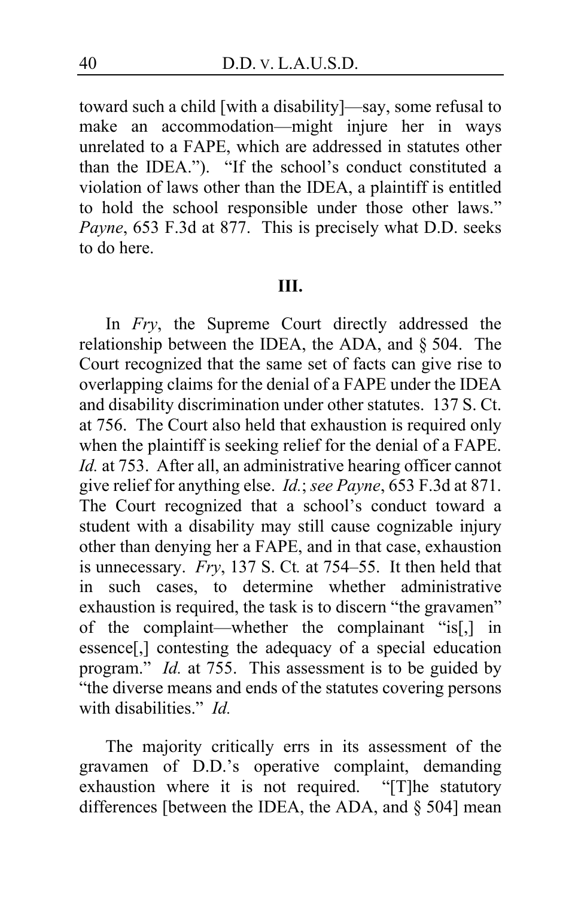toward such a child [with a disability]—say, some refusal to make an accommodation—might injure her in ways unrelated to a FAPE, which are addressed in statutes other than the IDEA."). "If the school's conduct constituted a violation of laws other than the IDEA, a plaintiff is entitled to hold the school responsible under those other laws." *Payne*, 653 F.3d at 877. This is precisely what D.D. seeks to do here.

**III.**

In *Fry*, the Supreme Court directly addressed the relationship between the IDEA, the ADA, and § 504. The Court recognized that the same set of facts can give rise to overlapping claims for the denial of a FAPE under the IDEA and disability discrimination under other statutes. 137 S. Ct. at 756. The Court also held that exhaustion is required only when the plaintiff is seeking relief for the denial of a FAPE. *Id.* at 753. After all, an administrative hearing officer cannot give relief for anything else. *Id.*; *see Payne*, 653 F.3d at 871. The Court recognized that a school's conduct toward a student with a disability may still cause cognizable injury other than denying her a FAPE, and in that case, exhaustion is unnecessary. *Fry*, 137 S. Ct*.* at 754–55. It then held that in such cases, to determine whether administrative exhaustion is required, the task is to discern "the gravamen" of the complaint—whether the complainant "is[,] in essence[,] contesting the adequacy of a special education program." *Id.* at 755. This assessment is to be guided by "the diverse means and ends of the statutes covering persons with disabilities." *Id.*

The majority critically errs in its assessment of the gravamen of D.D.'s operative complaint, demanding exhaustion where it is not required. "[T]he statutory differences [between the IDEA, the ADA, and § 504] mean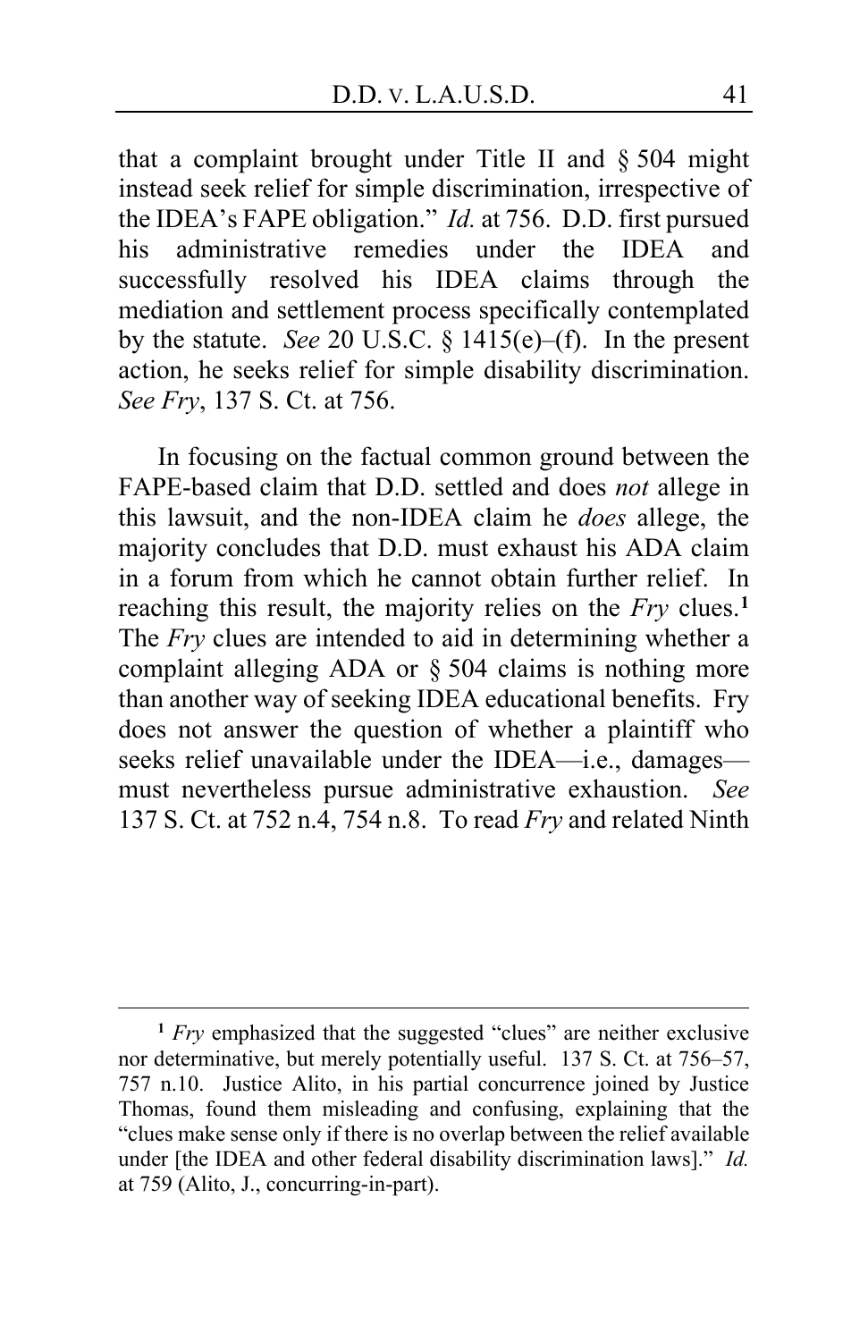that a complaint brought under Title II and § 504 might instead seek relief for simple discrimination, irrespective of the IDEA's FAPE obligation." *Id.* at 756. D.D. first pursued his administrative remedies under the IDEA and successfully resolved his IDEA claims through the mediation and settlement process specifically contemplated by the statute. *See* 20 U.S.C. § 1415(e)–(f). In the present action, he seeks relief for simple disability discrimination. *See Fry*, 137 S. Ct. at 756.

In focusing on the factual common ground between the FAPE-based claim that D.D. settled and does *not* allege in this lawsuit, and the non-IDEA claim he *does* allege, the majority concludes that D.D. must exhaust his ADA claim in a forum from which he cannot obtain further relief. In reaching this result, the majority relies on the *Fry* clues.[1] The *Fry* clues are intended to aid in determining whether a complaint alleging ADA or § 504 claims is nothing more than another way of seeking IDEA educational benefits. Fry does not answer the question of whether a plaintiff who seeks relief unavailable under the IDEA—i.e., damages—must nevertheless pursue administrative exhaustion. *See* 137 S. Ct. at 752 n.4, 754 n.8. To read *Fry* and related Ninth

---

[1] *Fry* emphasized that the suggested "clues" are neither exclusive nor determinative, but merely potentially useful. 137 S. Ct. at 756–57, 757 n.10. Justice Alito, in his partial concurrence joined by Justice Thomas, found them misleading and confusing, explaining that the "clues make sense only if there is no overlap between the relief available under [the IDEA and other federal disability discrimination laws]." *Id.* at 759 (Alito, J., concurring-in-part).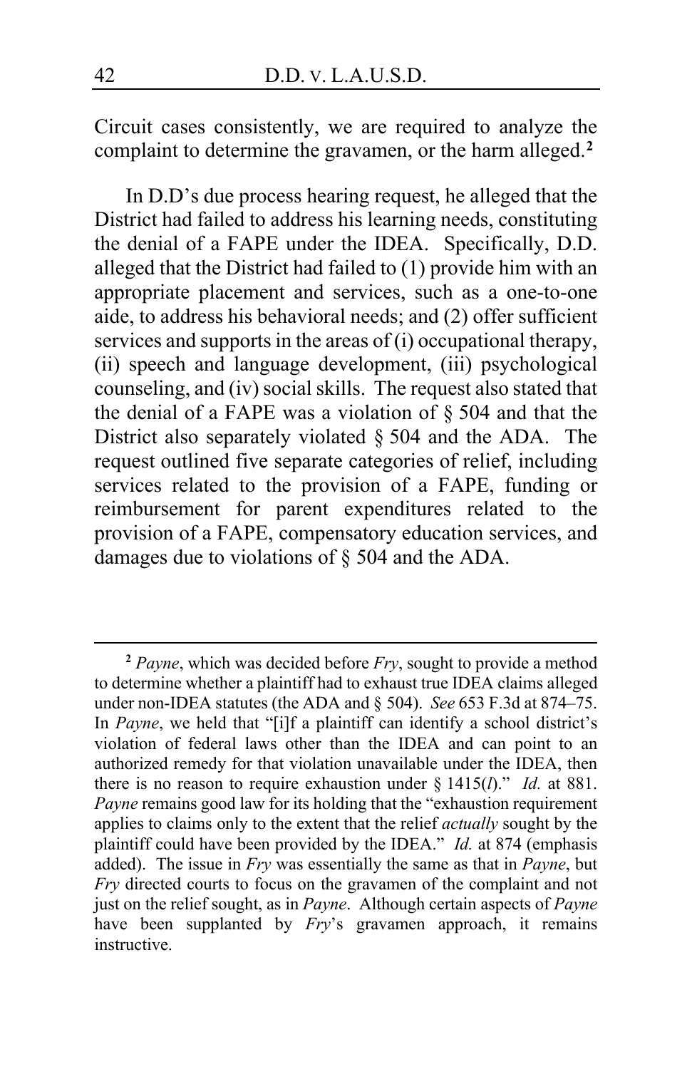Circuit cases consistently, we are required to analyze the complaint to determine the gravamen, or the harm alleged.[2]

In D.D's due process hearing request, he alleged that the District had failed to address his learning needs, constituting the denial of a FAPE under the IDEA. Specifically, D.D. alleged that the District had failed to (1) provide him with an appropriate placement and services, such as a one-to-one aide, to address his behavioral needs; and (2) offer sufficient services and supports in the areas of (i) occupational therapy, (ii) speech and language development, (iii) psychological counseling, and (iv) social skills. The request also stated that the denial of a FAPE was a violation of § 504 and that the District also separately violated § 504 and the ADA. The request outlined five separate categories of relief, including services related to the provision of a FAPE, funding or reimbursement for parent expenditures related to the provision of a FAPE, compensatory education services, and damages due to violations of § 504 and the ADA.

---

[2] *Payne*, which was decided before *Fry*, sought to provide a method to determine whether a plaintiff had to exhaust true IDEA claims alleged under non-IDEA statutes (the ADA and § 504). *See* 653 F.3d at 874–75. In *Payne*, we held that "[i]f a plaintiff can identify a school district's violation of federal laws other than the IDEA and can point to an authorized remedy for that violation unavailable under the IDEA, then there is no reason to require exhaustion under § 1415(*l*)." *Id.* at 881. *Payne* remains good law for its holding that the "exhaustion requirement applies to claims only to the extent that the relief *actually* sought by the plaintiff could have been provided by the IDEA." *Id.* at 874 (emphasis added). The issue in *Fry* was essentially the same as that in *Payne*, but *Fry* directed courts to focus on the gravamen of the complaint and not just on the relief sought, as in *Payne*. Although certain aspects of *Payne* have been supplanted by *Fry*'s gravamen approach, it remains instructive.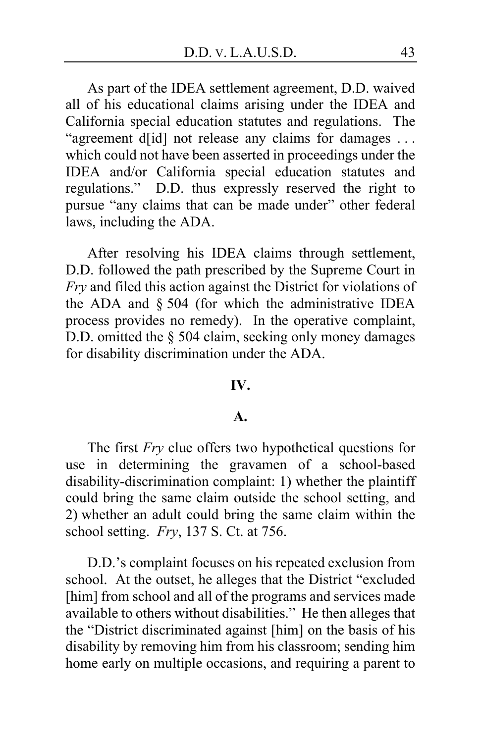As part of the IDEA settlement agreement, D.D. waived all of his educational claims arising under the IDEA and California special education statutes and regulations. The "agreement d[id] not release any claims for damages . . . which could not have been asserted in proceedings under the IDEA and/or California special education statutes and regulations." D.D. thus expressly reserved the right to pursue "any claims that can be made under" other federal laws, including the ADA.

After resolving his IDEA claims through settlement, D.D. followed the path prescribed by the Supreme Court in *Fry* and filed this action against the District for violations of the ADA and § 504 (for which the administrative IDEA process provides no remedy). In the operative complaint, D.D. omitted the § 504 claim, seeking only money damages for disability discrimination under the ADA.

## IV.

### A.

The first *Fry* clue offers two hypothetical questions for use in determining the gravamen of a school-based disability-discrimination complaint: 1) whether the plaintiff could bring the same claim outside the school setting, and 2) whether an adult could bring the same claim within the school setting. *Fry*, 137 S. Ct. at 756.

D.D.'s complaint focuses on his repeated exclusion from school. At the outset, he alleges that the District "excluded [him] from school and all of the programs and services made available to others without disabilities." He then alleges that the "District discriminated against [him] on the basis of his disability by removing him from his classroom; sending him home early on multiple occasions, and requiring a parent to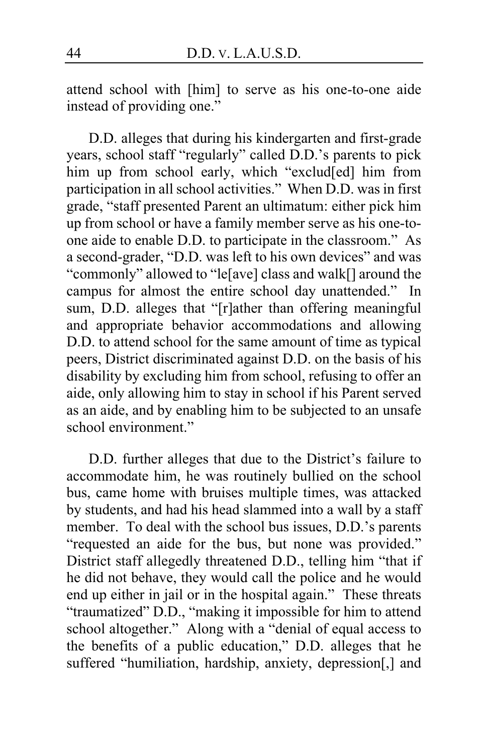attend school with [him] to serve as his one-to-one aide instead of providing one."

D.D. alleges that during his kindergarten and first-grade years, school staff "regularly" called D.D.'s parents to pick him up from school early, which "exclud[ed] him from participation in all school activities." When D.D. was in first grade, "staff presented Parent an ultimatum: either pick him up from school or have a family member serve as his one-to-one aide to enable D.D. to participate in the classroom." As a second-grader, "D.D. was left to his own devices" and was "commonly" allowed to "le[ave] class and walk[] around the campus for almost the entire school day unattended." In sum, D.D. alleges that "[r]ather than offering meaningful and appropriate behavior accommodations and allowing D.D. to attend school for the same amount of time as typical peers, District discriminated against D.D. on the basis of his disability by excluding him from school, refusing to offer an aide, only allowing him to stay in school if his Parent served as an aide, and by enabling him to be subjected to an unsafe school environment."

D.D. further alleges that due to the District's failure to accommodate him, he was routinely bullied on the school bus, came home with bruises multiple times, was attacked by students, and had his head slammed into a wall by a staff member. To deal with the school bus issues, D.D.'s parents "requested an aide for the bus, but none was provided." District staff allegedly threatened D.D., telling him "that if he did not behave, they would call the police and he would end up either in jail or in the hospital again." These threats "traumatized" D.D., "making it impossible for him to attend school altogether." Along with a "denial of equal access to the benefits of a public education," D.D. alleges that he suffered "humiliation, hardship, anxiety, depression[,] and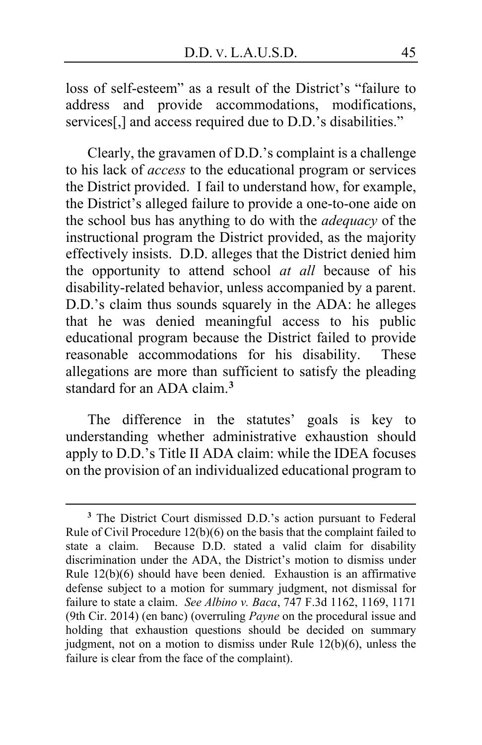loss of self-esteem" as a result of the District's "failure to address and provide accommodations, modifications, services[,] and access required due to D.D.'s disabilities."

Clearly, the gravamen of D.D.'s complaint is a challenge to his lack of *access* to the educational program or services the District provided. I fail to understand how, for example, the District's alleged failure to provide a one-to-one aide on the school bus has anything to do with the *adequacy* of the instructional program the District provided, as the majority effectively insists. D.D. alleges that the District denied him the opportunity to attend school *at all* because of his disability-related behavior, unless accompanied by a parent. D.D.'s claim thus sounds squarely in the ADA: he alleges that he was denied meaningful access to his public educational program because the District failed to provide reasonable accommodations for his disability. These allegations are more than sufficient to satisfy the pleading standard for an ADA claim.[3]

The difference in the statutes' goals is key to understanding whether administrative exhaustion should apply to D.D.'s Title II ADA claim: while the IDEA focuses on the provision of an individualized educational program to

---

[3] The District Court dismissed D.D.'s action pursuant to Federal Rule of Civil Procedure 12(b)(6) on the basis that the complaint failed to state a claim. Because D.D. stated a valid claim for disability discrimination under the ADA, the District's motion to dismiss under Rule 12(b)(6) should have been denied. Exhaustion is an affirmative defense subject to a motion for summary judgment, not dismissal for failure to state a claim. *See Albino v. Baca*, 747 F.3d 1162, 1169, 1171 (9th Cir. 2014) (en banc) (overruling *Payne* on the procedural issue and holding that exhaustion questions should be decided on summary judgment, not on a motion to dismiss under Rule 12(b)(6), unless the failure is clear from the face of the complaint).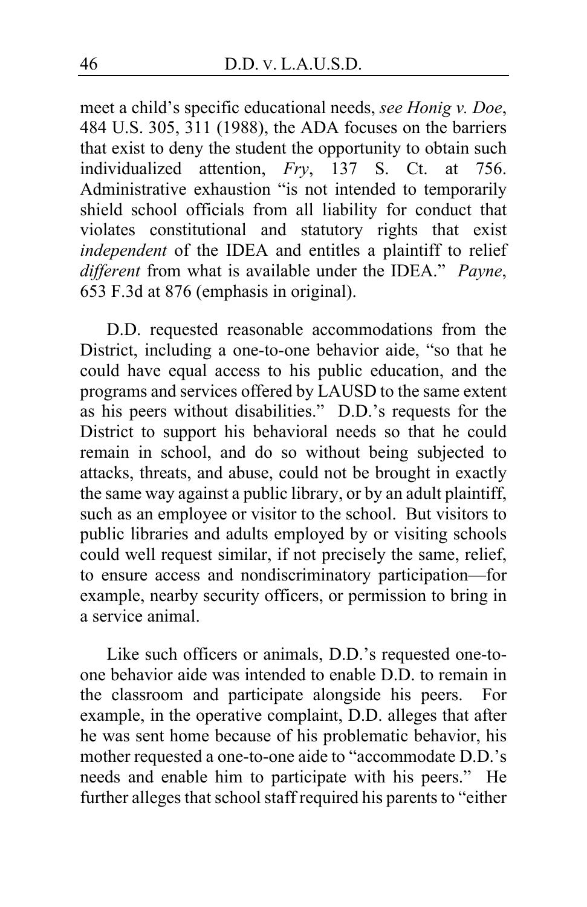meet a child's specific educational needs, *see Honig v. Doe*, 484 U.S. 305, 311 (1988), the ADA focuses on the barriers that exist to deny the student the opportunity to obtain such individualized attention, *Fry*, 137 S. Ct. at 756. Administrative exhaustion "is not intended to temporarily shield school officials from all liability for conduct that violates constitutional and statutory rights that exist *independent* of the IDEA and entitles a plaintiff to relief *different* from what is available under the IDEA." *Payne*, 653 F.3d at 876 (emphasis in original).

D.D. requested reasonable accommodations from the District, including a one-to-one behavior aide, "so that he could have equal access to his public education, and the programs and services offered by LAUSD to the same extent as his peers without disabilities." D.D.'s requests for the District to support his behavioral needs so that he could remain in school, and do so without being subjected to attacks, threats, and abuse, could not be brought in exactly the same way against a public library, or by an adult plaintiff, such as an employee or visitor to the school. But visitors to public libraries and adults employed by or visiting schools could well request similar, if not precisely the same, relief, to ensure access and nondiscriminatory participation—for example, nearby security officers, or permission to bring in a service animal.

Like such officers or animals, D.D.'s requested one-to-one behavior aide was intended to enable D.D. to remain in the classroom and participate alongside his peers. For example, in the operative complaint, D.D. alleges that after he was sent home because of his problematic behavior, his mother requested a one-to-one aide to "accommodate D.D.'s needs and enable him to participate with his peers." He further alleges that school staff required his parents to "either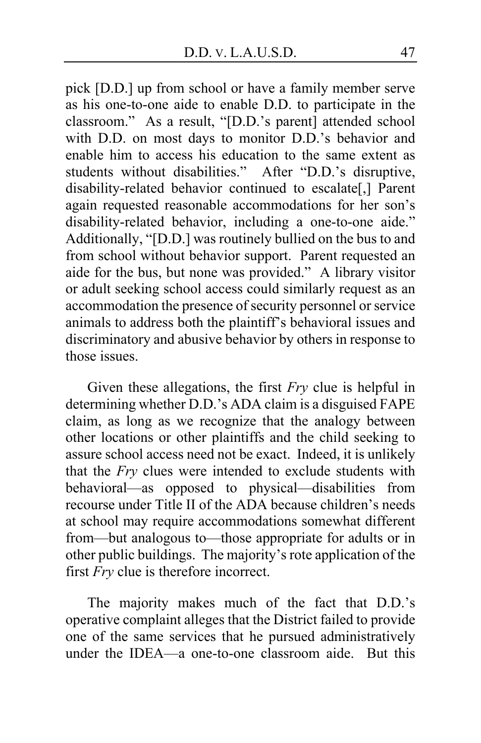pick [D.D.] up from school or have a family member serve as his one-to-one aide to enable D.D. to participate in the classroom." As a result, "[D.D.'s parent] attended school with D.D. on most days to monitor D.D.'s behavior and enable him to access his education to the same extent as students without disabilities." After "D.D.'s disruptive, disability-related behavior continued to escalate[,] Parent again requested reasonable accommodations for her son's disability-related behavior, including a one-to-one aide." Additionally, "[D.D.] was routinely bullied on the bus to and from school without behavior support. Parent requested an aide for the bus, but none was provided." A library visitor or adult seeking school access could similarly request as an accommodation the presence of security personnel or service animals to address both the plaintiff's behavioral issues and discriminatory and abusive behavior by others in response to those issues.

Given these allegations, the first *Fry* clue is helpful in determining whether D.D.'s ADA claim is a disguised FAPE claim, as long as we recognize that the analogy between other locations or other plaintiffs and the child seeking to assure school access need not be exact. Indeed, it is unlikely that the *Fry* clues were intended to exclude students with behavioral—as opposed to physical—disabilities from recourse under Title II of the ADA because children's needs at school may require accommodations somewhat different from—but analogous to—those appropriate for adults or in other public buildings. The majority's rote application of the first *Fry* clue is therefore incorrect.

The majority makes much of the fact that D.D.'s operative complaint alleges that the District failed to provide one of the same services that he pursued administratively under the IDEA—a one-to-one classroom aide. But this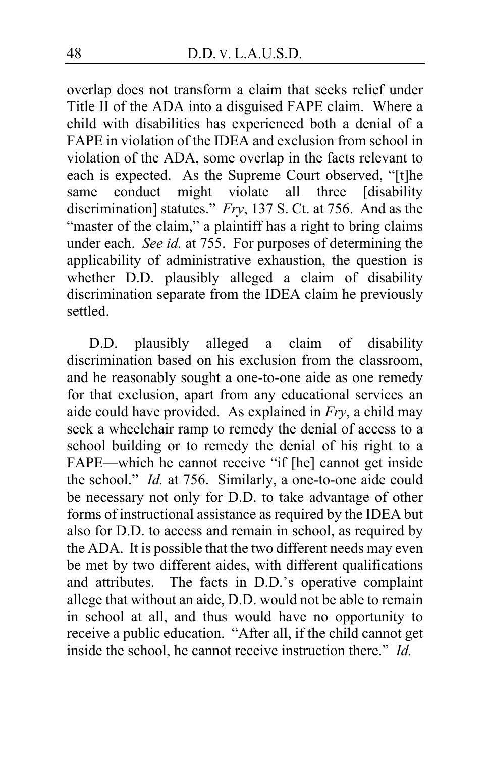overlap does not transform a claim that seeks relief under Title II of the ADA into a disguised FAPE claim. Where a child with disabilities has experienced both a denial of a FAPE in violation of the IDEA and exclusion from school in violation of the ADA, some overlap in the facts relevant to each is expected. As the Supreme Court observed, "[t]he same conduct might violate all three [disability discrimination] statutes." *Fry*, 137 S. Ct. at 756. And as the "master of the claim," a plaintiff has a right to bring claims under each. *See id.* at 755. For purposes of determining the applicability of administrative exhaustion, the question is whether D.D. plausibly alleged a claim of disability discrimination separate from the IDEA claim he previously settled.

D.D. plausibly alleged a claim of disability discrimination based on his exclusion from the classroom, and he reasonably sought a one-to-one aide as one remedy for that exclusion, apart from any educational services an aide could have provided. As explained in *Fry*, a child may seek a wheelchair ramp to remedy the denial of access to a school building or to remedy the denial of his right to a FAPE—which he cannot receive "if [he] cannot get inside the school." *Id.* at 756. Similarly, a one-to-one aide could be necessary not only for D.D. to take advantage of other forms of instructional assistance as required by the IDEA but also for D.D. to access and remain in school, as required by the ADA. It is possible that the two different needs may even be met by two different aides, with different qualifications and attributes. The facts in D.D.'s operative complaint allege that without an aide, D.D. would not be able to remain in school at all, and thus would have no opportunity to receive a public education. "After all, if the child cannot get inside the school, he cannot receive instruction there." *Id.*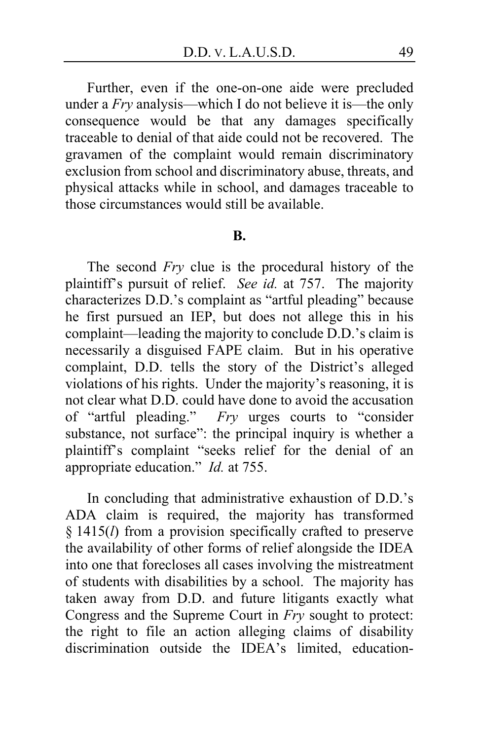Further, even if the one-on-one aide were precluded under a *Fry* analysis—which I do not believe it is—the only consequence would be that any damages specifically traceable to denial of that aide could not be recovered. The gravamen of the complaint would remain discriminatory exclusion from school and discriminatory abuse, threats, and physical attacks while in school, and damages traceable to those circumstances would still be available.

**B.**

The second *Fry* clue is the procedural history of the plaintiff's pursuit of relief. *See id.* at 757. The majority characterizes D.D.'s complaint as "artful pleading" because he first pursued an IEP, but does not allege this in his complaint—leading the majority to conclude D.D.'s claim is necessarily a disguised FAPE claim. But in his operative complaint, D.D. tells the story of the District's alleged violations of his rights. Under the majority's reasoning, it is not clear what D.D. could have done to avoid the accusation of "artful pleading." *Fry* urges courts to "consider substance, not surface": the principal inquiry is whether a plaintiff's complaint "seeks relief for the denial of an appropriate education." *Id.* at 755.

In concluding that administrative exhaustion of D.D.'s ADA claim is required, the majority has transformed § 1415(*l*) from a provision specifically crafted to preserve the availability of other forms of relief alongside the IDEA into one that forecloses all cases involving the mistreatment of students with disabilities by a school. The majority has taken away from D.D. and future litigants exactly what Congress and the Supreme Court in *Fry* sought to protect: the right to file an action alleging claims of disability discrimination outside the IDEA's limited, education-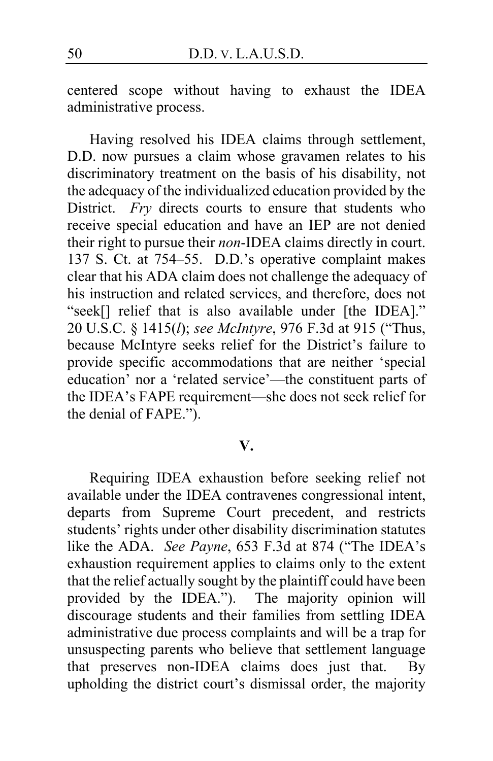centered scope without having to exhaust the IDEA administrative process.

Having resolved his IDEA claims through settlement, D.D. now pursues a claim whose gravamen relates to his discriminatory treatment on the basis of his disability, not the adequacy of the individualized education provided by the District. *Fry* directs courts to ensure that students who receive special education and have an IEP are not denied their right to pursue their *non*-IDEA claims directly in court. 137 S. Ct. at 754–55. D.D.'s operative complaint makes clear that his ADA claim does not challenge the adequacy of his instruction and related services, and therefore, does not "seek[] relief that is also available under [the IDEA]." 20 U.S.C. § 1415(*l*); *see McIntyre*, 976 F.3d at 915 ("Thus, because McIntyre seeks relief for the District's failure to provide specific accommodations that are neither 'special education' nor a 'related service'—the constituent parts of the IDEA's FAPE requirement—she does not seek relief for the denial of FAPE.").

## V.

Requiring IDEA exhaustion before seeking relief not available under the IDEA contravenes congressional intent, departs from Supreme Court precedent, and restricts students' rights under other disability discrimination statutes like the ADA. *See Payne*, 653 F.3d at 874 ("The IDEA's exhaustion requirement applies to claims only to the extent that the relief actually sought by the plaintiff could have been provided by the IDEA."). The majority opinion will discourage students and their families from settling IDEA administrative due process complaints and will be a trap for unsuspecting parents who believe that settlement language that preserves non-IDEA claims does just that. By upholding the district court's dismissal order, the majority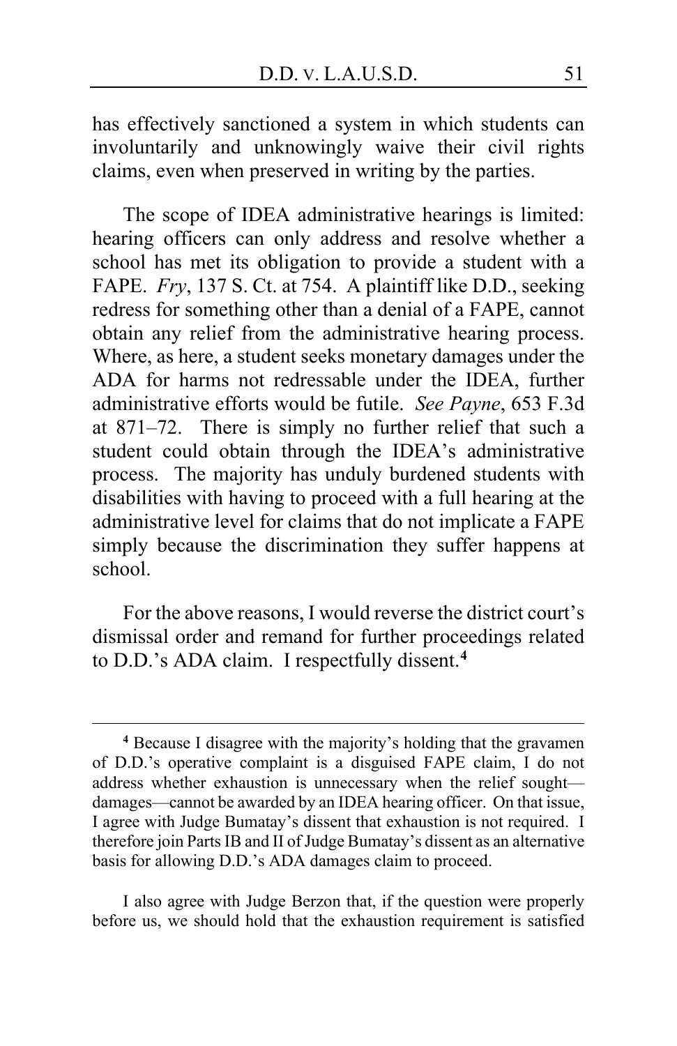has effectively sanctioned a system in which students can involuntarily and unknowingly waive their civil rights claims, even when preserved in writing by the parties.

The scope of IDEA administrative hearings is limited: hearing officers can only address and resolve whether a school has met its obligation to provide a student with a FAPE. *Fry*, 137 S. Ct. at 754. A plaintiff like D.D., seeking redress for something other than a denial of a FAPE, cannot obtain any relief from the administrative hearing process. Where, as here, a student seeks monetary damages under the ADA for harms not redressable under the IDEA, further administrative efforts would be futile. *See Payne*, 653 F.3d at 871–72. There is simply no further relief that such a student could obtain through the IDEA's administrative process. The majority has unduly burdened students with disabilities with having to proceed with a full hearing at the administrative level for claims that do not implicate a FAPE simply because the discrimination they suffer happens at school.

For the above reasons, I would reverse the district court's dismissal order and remand for further proceedings related to D.D.'s ADA claim. I respectfully dissent.[4]

---

[4] Because I disagree with the majority's holding that the gravamen of D.D.'s operative complaint is a disguised FAPE claim, I do not address whether exhaustion is unnecessary when the relief sought—damages—cannot be awarded by an IDEA hearing officer. On that issue, I agree with Judge Bumatay's dissent that exhaustion is not required. I therefore join Parts IB and II of Judge Bumatay's dissent as an alternative basis for allowing D.D.'s ADA damages claim to proceed.

I also agree with Judge Berzon that, if the question were properly before us, we should hold that the exhaustion requirement is satisfied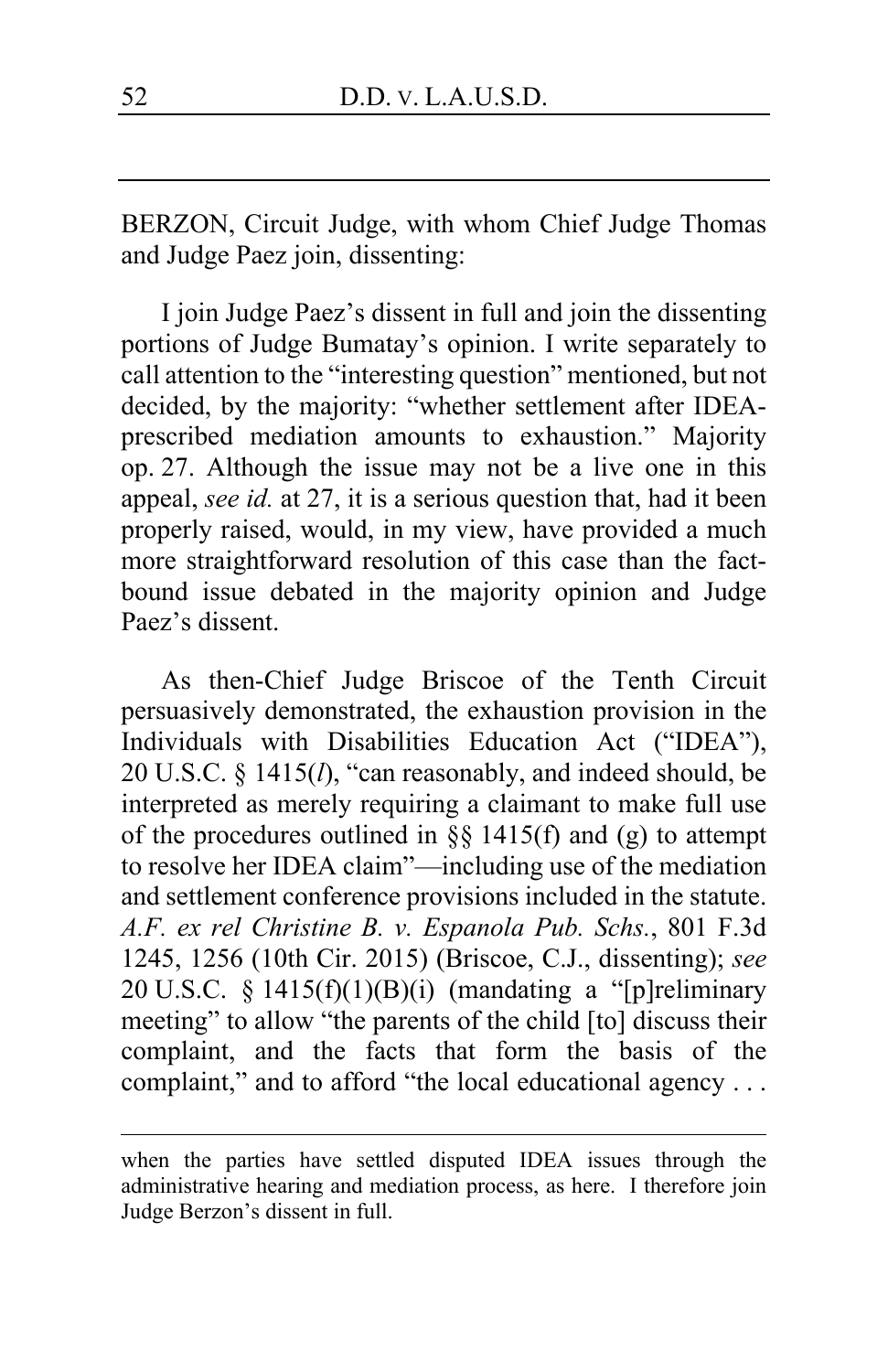BERZON, Circuit Judge, with whom Chief Judge Thomas and Judge Paez join, dissenting:

I join Judge Paez's dissent in full and join the dissenting portions of Judge Bumatay's opinion. I write separately to call attention to the "interesting question" mentioned, but not decided, by the majority: "whether settlement after IDEA-prescribed mediation amounts to exhaustion." Majority op. 27. Although the issue may not be a live one in this appeal, *see id.* at 27, it is a serious question that, had it been properly raised, would, in my view, have provided a much more straightforward resolution of this case than the fact-bound issue debated in the majority opinion and Judge Paez's dissent.

As then-Chief Judge Briscoe of the Tenth Circuit persuasively demonstrated, the exhaustion provision in the Individuals with Disabilities Education Act ("IDEA"), 20 U.S.C. § 1415(*l*), "can reasonably, and indeed should, be interpreted as merely requiring a claimant to make full use of the procedures outlined in §§ 1415(f) and (g) to attempt to resolve her IDEA claim"—including use of the mediation and settlement conference provisions included in the statute. *A.F. ex rel Christine B. v. Espanola Pub. Schs.*, 801 F.3d 1245, 1256 (10th Cir. 2015) (Briscoe, C.J., dissenting); *see* 20 U.S.C. § 1415(f)(1)(B)(i) (mandating a "[p]reliminary meeting" to allow "the parents of the child [to] discuss their complaint, and the facts that form the basis of the complaint," and to afford "the local educational agency . . .

---

when the parties have settled disputed IDEA issues through the administrative hearing and mediation process, as here. I therefore join Judge Berzon's dissent in full.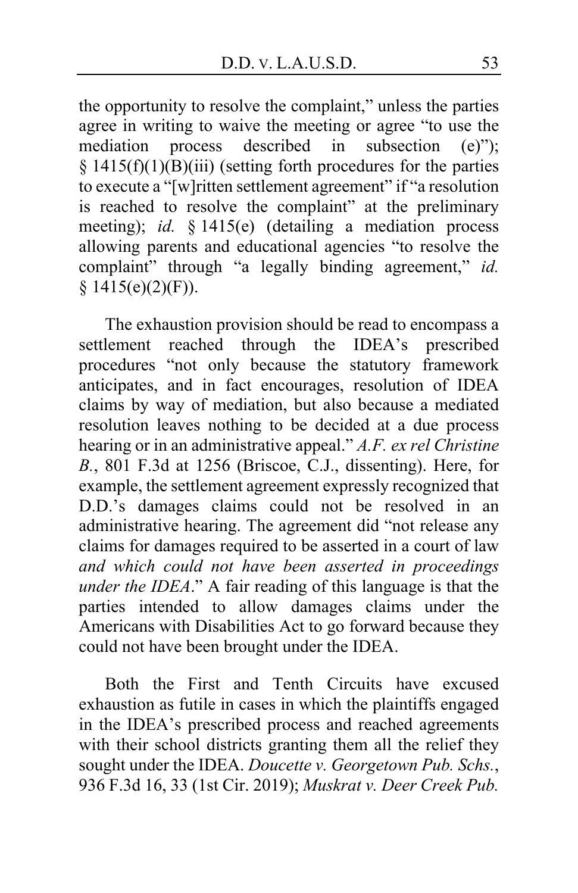the opportunity to resolve the complaint," unless the parties agree in writing to waive the meeting or agree "to use the mediation process described in subsection (e)"); § 1415(f)(1)(B)(iii) (setting forth procedures for the parties to execute a "[w]ritten settlement agreement" if "a resolution is reached to resolve the complaint" at the preliminary meeting); *id.* § 1415(e) (detailing a mediation process allowing parents and educational agencies "to resolve the complaint" through "a legally binding agreement," *id.* § 1415(e)(2)(F)).

The exhaustion provision should be read to encompass a settlement reached through the IDEA's prescribed procedures "not only because the statutory framework anticipates, and in fact encourages, resolution of IDEA claims by way of mediation, but also because a mediated resolution leaves nothing to be decided at a due process hearing or in an administrative appeal." *A.F. ex rel Christine B.*, 801 F.3d at 1256 (Briscoe, C.J., dissenting). Here, for example, the settlement agreement expressly recognized that D.D.'s damages claims could not be resolved in an administrative hearing. The agreement did "not release any claims for damages required to be asserted in a court of law *and which could not have been asserted in proceedings under the IDEA*." A fair reading of this language is that the parties intended to allow damages claims under the Americans with Disabilities Act to go forward because they could not have been brought under the IDEA.

Both the First and Tenth Circuits have excused exhaustion as futile in cases in which the plaintiffs engaged in the IDEA's prescribed process and reached agreements with their school districts granting them all the relief they sought under the IDEA. *Doucette v. Georgetown Pub. Schs.*, 936 F.3d 16, 33 (1st Cir. 2019); *Muskrat v. Deer Creek Pub.*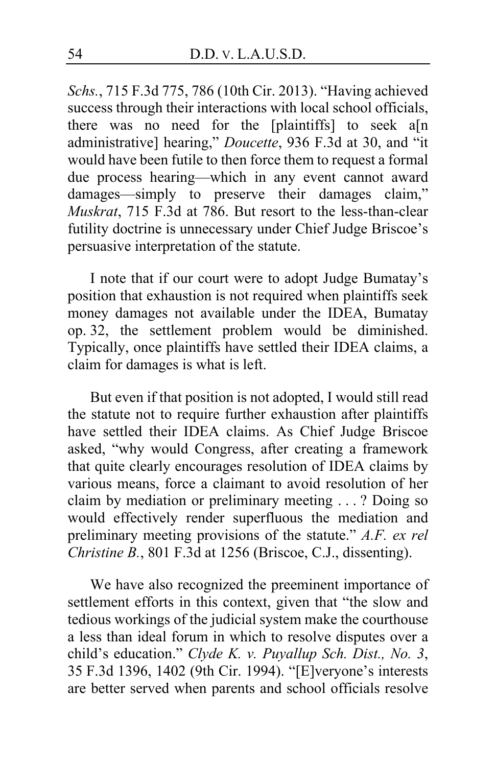*Schs.*, 715 F.3d 775, 786 (10th Cir. 2013). "Having achieved success through their interactions with local school officials, there was no need for the [plaintiffs] to seek a[n administrative] hearing," *Doucette*, 936 F.3d at 30, and "it would have been futile to then force them to request a formal due process hearing—which in any event cannot award damages—simply to preserve their damages claim," *Muskrat*, 715 F.3d at 786. But resort to the less-than-clear futility doctrine is unnecessary under Chief Judge Briscoe's persuasive interpretation of the statute.

I note that if our court were to adopt Judge Bumatay's position that exhaustion is not required when plaintiffs seek money damages not available under the IDEA, Bumatay op. 32, the settlement problem would be diminished. Typically, once plaintiffs have settled their IDEA claims, a claim for damages is what is left.

But even if that position is not adopted, I would still read the statute not to require further exhaustion after plaintiffs have settled their IDEA claims. As Chief Judge Briscoe asked, "why would Congress, after creating a framework that quite clearly encourages resolution of IDEA claims by various means, force a claimant to avoid resolution of her claim by mediation or preliminary meeting . . . ? Doing so would effectively render superfluous the mediation and preliminary meeting provisions of the statute." *A.F. ex rel Christine B.*, 801 F.3d at 1256 (Briscoe, C.J., dissenting).

We have also recognized the preeminent importance of settlement efforts in this context, given that "the slow and tedious workings of the judicial system make the courthouse a less than ideal forum in which to resolve disputes over a child's education." *Clyde K. v. Puyallup Sch. Dist., No. 3*, 35 F.3d 1396, 1402 (9th Cir. 1994). "[E]veryone's interests are better served when parents and school officials resolve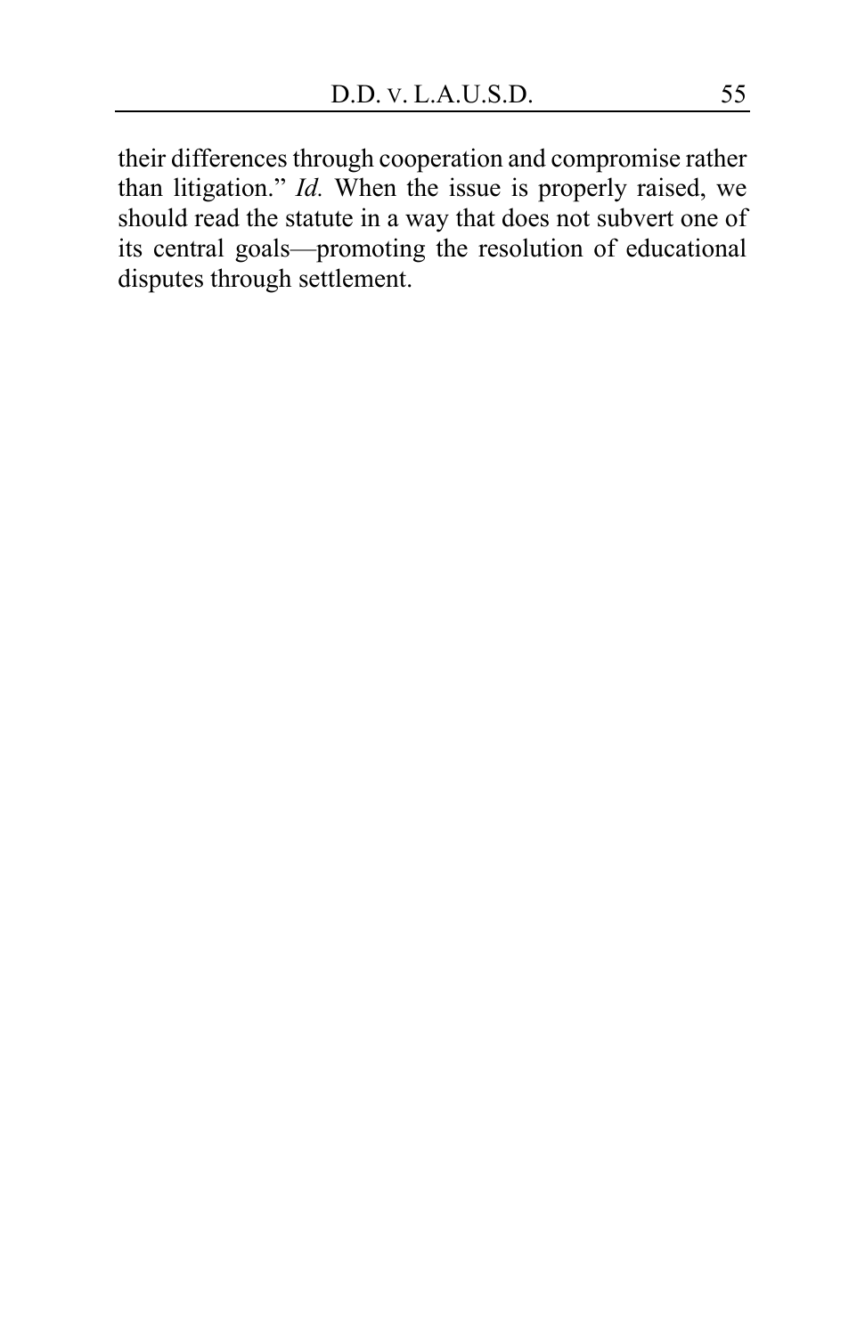their differences through cooperation and compromise rather than litigation." *Id.* When the issue is properly raised, we should read the statute in a way that does not subvert one of its central goals—promoting the resolution of educational disputes through settlement.